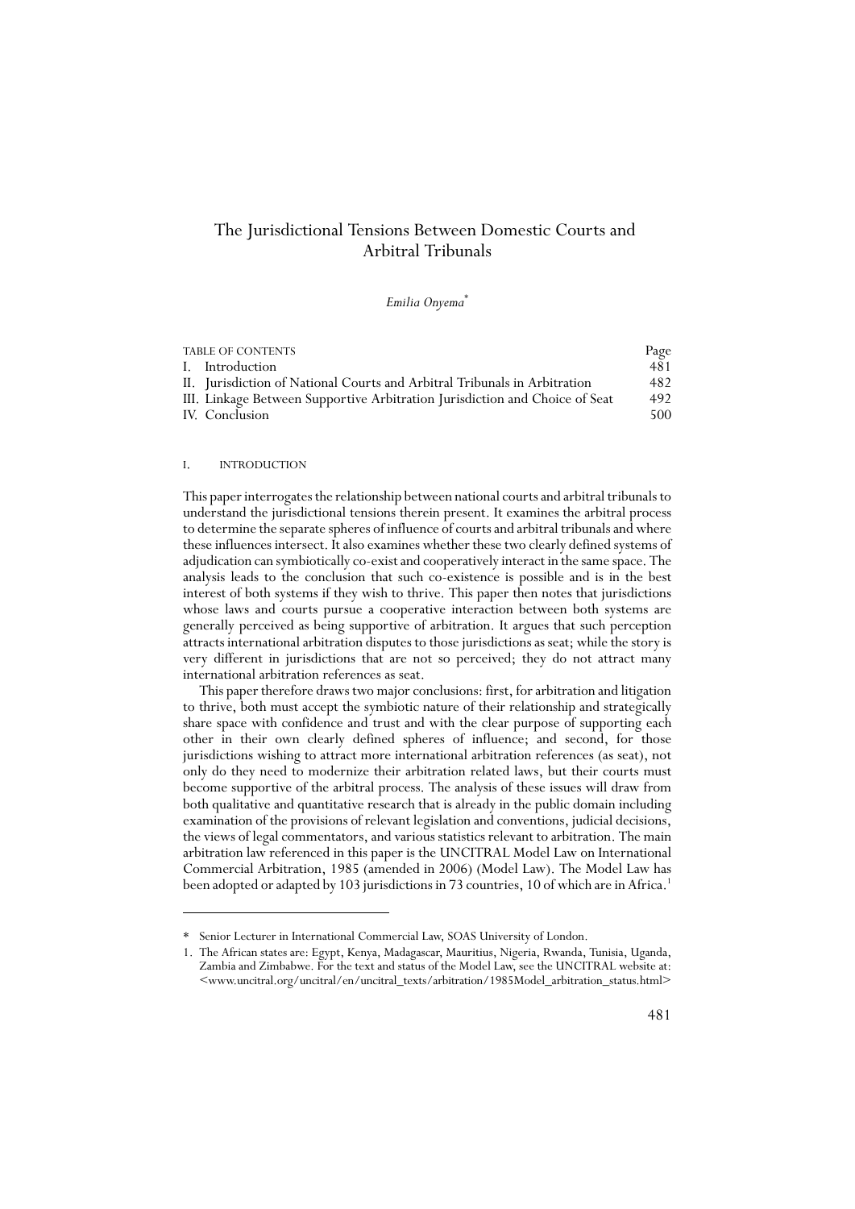# The Jurisdictional Tensions Between Domestic Courts and Arbitral Tribunals

*Emilia Onyema*[*]

| TABLE OF CONTENTS | Page |
|---|---|
| I. Introduction | 481 |
| II. Jurisdiction of National Courts and Arbitral Tribunals in Arbitration | 482 |
| III. Linkage Between Supportive Arbitration Jurisdiction and Choice of Seat | 492 |
| IV. Conclusion | 500 |

## I. INTRODUCTION

This paper interrogates the relationship between national courts and arbitral tribunals to understand the jurisdictional tensions therein present. It examines the arbitral process to determine the separate spheres of influence of courts and arbitral tribunals and where these influences intersect. It also examines whether these two clearly defined systems of adjudication can symbiotically co-exist and cooperatively interact in the same space. The analysis leads to the conclusion that such co-existence is possible and is in the best interest of both systems if they wish to thrive. This paper then notes that jurisdictions whose laws and courts pursue a cooperative interaction between both systems are generally perceived as being supportive of arbitration. It argues that such perception attracts international arbitration disputes to those jurisdictions as seat; while the story is very different in jurisdictions that are not so perceived; they do not attract many international arbitration references as seat.

This paper therefore draws two major conclusions: first, for arbitration and litigation to thrive, both must accept the symbiotic nature of their relationship and strategically share space with confidence and trust and with the clear purpose of supporting each other in their own clearly defined spheres of influence; and second, for those jurisdictions wishing to attract more international arbitration references (as seat), not only do they need to modernize their arbitration related laws, but their courts must become supportive of the arbitral process. The analysis of these issues will draw from both qualitative and quantitative research that is already in the public domain including examination of the provisions of relevant legislation and conventions, judicial decisions, the views of legal commentators, and various statistics relevant to arbitration. The main arbitration law referenced in this paper is the UNCITRAL Model Law on International Commercial Arbitration, 1985 (amended in 2006) (Model Law). The Model Law has been adopted or adapted by 103 jurisdictions in 73 countries, 10 of which are in Africa.[1]

---

[*] Senior Lecturer in International Commercial Law, SOAS University of London.

1. The African states are: Egypt, Kenya, Madagascar, Mauritius, Nigeria, Rwanda, Tunisia, Uganda, Zambia and Zimbabwe. For the text and status of the Model Law, see the UNCITRAL website at: <www.uncitral.org/uncitral/en/uncitral_texts/arbitration/1985Model_arbitration_status.html>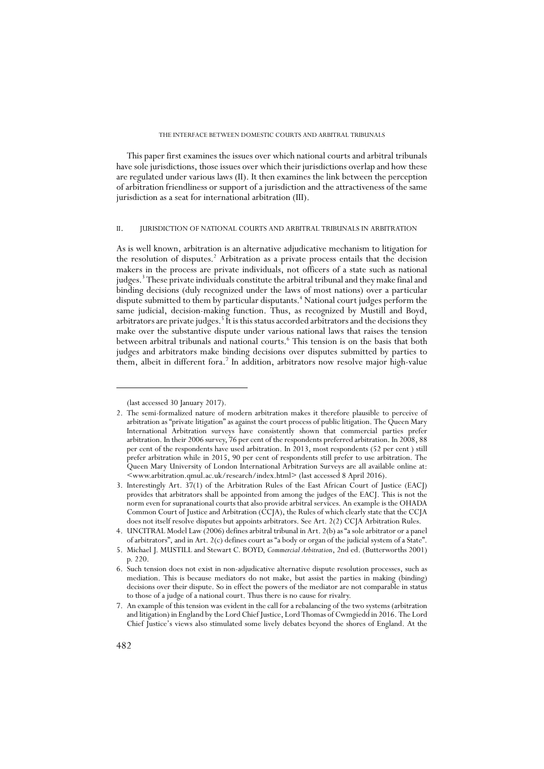This paper first examines the issues over which national courts and arbitral tribunals have sole jurisdictions, those issues over which their jurisdictions overlap and how these are regulated under various laws (II). It then examines the link between the perception of arbitration friendliness or support of a jurisdiction and the attractiveness of the same jurisdiction as a seat for international arbitration (III).

## II. JURISDICTION OF NATIONAL COURTS AND ARBITRAL TRIBUNALS IN ARBITRATION

As is well known, arbitration is an alternative adjudicative mechanism to litigation for the resolution of disputes.[2] Arbitration as a private process entails that the decision makers in the process are private individuals, not officers of a state such as national judges.[3] These private individuals constitute the arbitral tribunal and they make final and binding decisions (duly recognized under the laws of most nations) over a particular dispute submitted to them by particular disputants.[4] National court judges perform the same judicial, decision-making function. Thus, as recognized by Mustill and Boyd, arbitrators are private judges.[5] It is this status accorded arbitrators and the decisions they make over the substantive dispute under various national laws that raises the tension between arbitral tribunals and national courts.[6] This tension is on the basis that both judges and arbitrators make binding decisions over disputes submitted by parties to them, albeit in different fora.[7] In addition, arbitrators now resolve major high-value

---

(last accessed 30 January 2017).

2. The semi-formalized nature of modern arbitration makes it therefore plausible to perceive of arbitration as "private litigation" as against the court process of public litigation. The Queen Mary International Arbitration surveys have consistently shown that commercial parties prefer arbitration. In their 2006 survey, 76 per cent of the respondents preferred arbitration. In 2008, 88 per cent of the respondents have used arbitration. In 2013, most respondents (52 per cent ) still prefer arbitration while in 2015, 90 per cent of respondents still prefer to use arbitration. The Queen Mary University of London International Arbitration Surveys are all available online at: <www.arbitration.qmul.ac.uk/research/index.html> (last accessed 8 April 2016).

3. Interestingly Art. 37(1) of the Arbitration Rules of the East African Court of Justice (EACJ) provides that arbitrators shall be appointed from among the judges of the EACJ. This is not the norm even for supranational courts that also provide arbitral services. An example is the OHADA Common Court of Justice and Arbitration (CCJA), the Rules of which clearly state that the CCJA does not itself resolve disputes but appoints arbitrators. See Art. 2(2) CCJA Arbitration Rules.

4. UNCITRAL Model Law (2006) defines arbitral tribunal in Art. 2(b) as "a sole arbitrator or a panel of arbitrators", and in Art. 2(c) defines court as "a body or organ of the judicial system of a State".

5. Michael J. MUSTILL and Stewart C. BOYD, *Commercial Arbitration*, 2nd ed. (Butterworths 2001) p. 220.

6. Such tension does not exist in non-adjudicative alternative dispute resolution processes, such as mediation. This is because mediators do not make, but assist the parties in making (binding) decisions over their dispute. So in effect the powers of the mediator are not comparable in status to those of a judge of a national court. Thus there is no cause for rivalry.

7. An example of this tension was evident in the call for a rebalancing of the two systems (arbitration and litigation) in England by the Lord Chief Justice, Lord Thomas of Cwmgiedd in 2016. The Lord Chief Justice's views also stimulated some lively debates beyond the shores of England. At the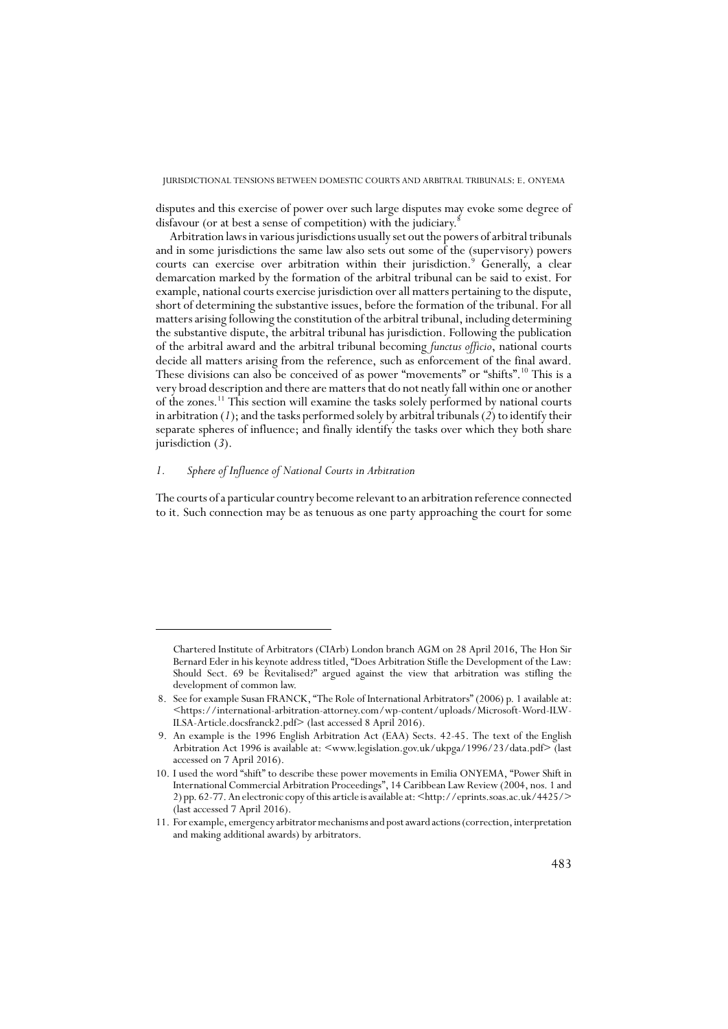disputes and this exercise of power over such large disputes may evoke some degree of disfavour (or at best a sense of competition) with the judiciary.[8]

Arbitration laws in various jurisdictions usually set out the powers of arbitral tribunals and in some jurisdictions the same law also sets out some of the (supervisory) powers courts can exercise over arbitration within their jurisdiction.[9] Generally, a clear demarcation marked by the formation of the arbitral tribunal can be said to exist. For example, national courts exercise jurisdiction over all matters pertaining to the dispute, short of determining the substantive issues, before the formation of the tribunal. For all matters arising following the constitution of the arbitral tribunal, including determining the substantive dispute, the arbitral tribunal has jurisdiction. Following the publication of the arbitral award and the arbitral tribunal becoming *functus officio*, national courts decide all matters arising from the reference, such as enforcement of the final award. These divisions can also be conceived of as power "movements" or "shifts".[10] This is a very broad description and there are matters that do not neatly fall within one or another of the zones.[11] This section will examine the tasks solely performed by national courts in arbitration (*1*); and the tasks performed solely by arbitral tribunals (*2*) to identify their separate spheres of influence; and finally identify the tasks over which they both share jurisdiction (*3*).

### *1. Sphere of Influence of National Courts in Arbitration*

The courts of a particular country become relevant to an arbitration reference connected to it. Such connection may be as tenuous as one party approaching the court for some

---

Chartered Institute of Arbitrators (CIArb) London branch AGM on 28 April 2016, The Hon Sir Bernard Eder in his keynote address titled, "Does Arbitration Stifle the Development of the Law: Should Sect. 69 be Revitalised?" argued against the view that arbitration was stifling the development of common law.

8. See for example Susan FRANCK, "The Role of International Arbitrators" (2006) p. 1 available at: <https://international-arbitration-attorney.com/wp-content/uploads/Microsoft-Word-ILW-ILSA-Article.docsfranck2.pdf> (last accessed 8 April 2016).

9. An example is the 1996 English Arbitration Act (EAA) Sects. 42-45. The text of the English Arbitration Act 1996 is available at: <www.legislation.gov.uk/ukpga/1996/23/data.pdf> (last accessed on 7 April 2016).

10. I used the word "shift" to describe these power movements in Emilia ONYEMA, "Power Shift in International Commercial Arbitration Proceedings", 14 Caribbean Law Review (2004, nos. 1 and 2) pp. 62-77. An electronic copy of this article is available at: <http://eprints.soas.ac.uk/4425/> (last accessed 7 April 2016).

11. For example, emergency arbitrator mechanisms and post award actions (correction, interpretation and making additional awards) by arbitrators.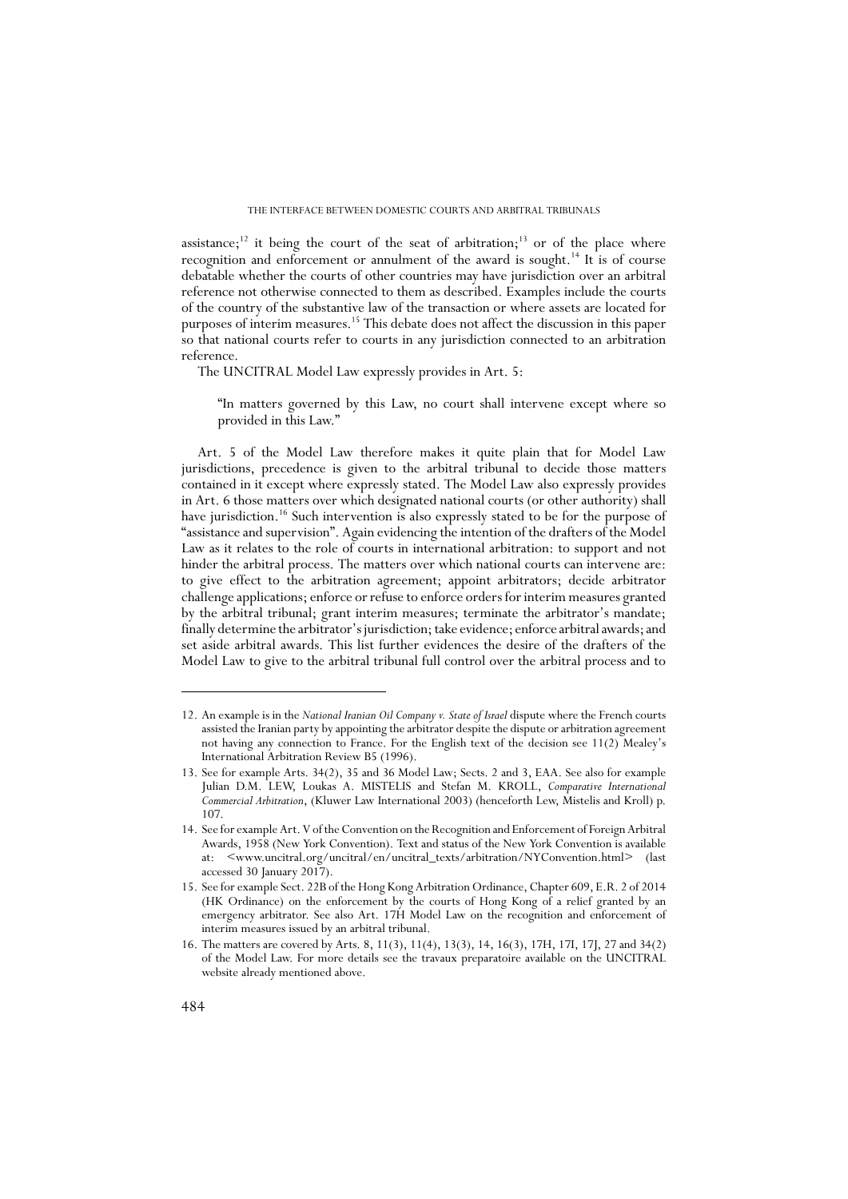assistance;[12] it being the court of the seat of arbitration;[13] or of the place where recognition and enforcement or annulment of the award is sought.[14] It is of course debatable whether the courts of other countries may have jurisdiction over an arbitral reference not otherwise connected to them as described. Examples include the courts of the country of the substantive law of the transaction or where assets are located for purposes of interim measures.[15] This debate does not affect the discussion in this paper so that national courts refer to courts in any jurisdiction connected to an arbitration reference.

The UNCITRAL Model Law expressly provides in Art. 5:

> "In matters governed by this Law, no court shall intervene except where so provided in this Law."

Art. 5 of the Model Law therefore makes it quite plain that for Model Law jurisdictions, precedence is given to the arbitral tribunal to decide those matters contained in it except where expressly stated. The Model Law also expressly provides in Art. 6 those matters over which designated national courts (or other authority) shall have jurisdiction.[16] Such intervention is also expressly stated to be for the purpose of "assistance and supervision". Again evidencing the intention of the drafters of the Model Law as it relates to the role of courts in international arbitration: to support and not hinder the arbitral process. The matters over which national courts can intervene are: to give effect to the arbitration agreement; appoint arbitrators; decide arbitrator challenge applications; enforce or refuse to enforce orders for interim measures granted by the arbitral tribunal; grant interim measures; terminate the arbitrator's mandate; finally determine the arbitrator's jurisdiction; take evidence; enforce arbitral awards; and set aside arbitral awards. This list further evidences the desire of the drafters of the Model Law to give to the arbitral tribunal full control over the arbitral process and to

---

12. An example is in the *National Iranian Oil Company v. State of Israel* dispute where the French courts assisted the Iranian party by appointing the arbitrator despite the dispute or arbitration agreement not having any connection to France. For the English text of the decision see 11(2) Mealey's International Arbitration Review B5 (1996).

13. See for example Arts. 34(2), 35 and 36 Model Law; Sects. 2 and 3, EAA. See also for example Julian D.M. LEW, Loukas A. MISTELIS and Stefan M. KROLL, *Comparative International Commercial Arbitration*, (Kluwer Law International 2003) (henceforth Lew, Mistelis and Kroll) p. 107.

14. See for example Art. V of the Convention on the Recognition and Enforcement of Foreign Arbitral Awards, 1958 (New York Convention). Text and status of the New York Convention is available at: <www.uncitral.org/uncitral/en/uncitral_texts/arbitration/NYConvention.html> (last accessed 30 January 2017).

15. See for example Sect. 22B of the Hong Kong Arbitration Ordinance, Chapter 609, E.R. 2 of 2014 (HK Ordinance) on the enforcement by the courts of Hong Kong of a relief granted by an emergency arbitrator. See also Art. 17H Model Law on the recognition and enforcement of interim measures issued by an arbitral tribunal.

16. The matters are covered by Arts. 8, 11(3), 11(4), 13(3), 14, 16(3), 17H, 17I, 17J, 27 and 34(2) of the Model Law. For more details see the travaux preparatoire available on the UNCITRAL website already mentioned above.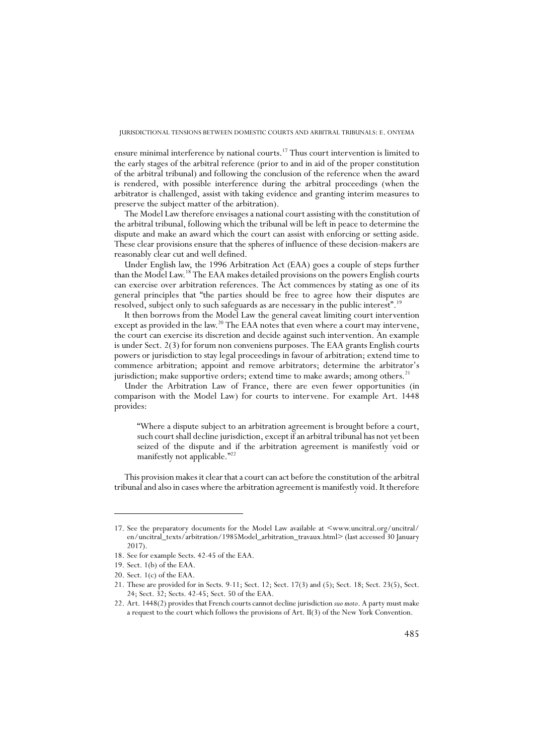ensure minimal interference by national courts.[17] Thus court intervention is limited to the early stages of the arbitral reference (prior to and in aid of the proper constitution of the arbitral tribunal) and following the conclusion of the reference when the award is rendered, with possible interference during the arbitral proceedings (when the arbitrator is challenged, assist with taking evidence and granting interim measures to preserve the subject matter of the arbitration).

The Model Law therefore envisages a national court assisting with the constitution of the arbitral tribunal, following which the tribunal will be left in peace to determine the dispute and make an award which the court can assist with enforcing or setting aside. These clear provisions ensure that the spheres of influence of these decision-makers are reasonably clear cut and well defined.

Under English law, the 1996 Arbitration Act (EAA) goes a couple of steps further than the Model Law.[18] The EAA makes detailed provisions on the powers English courts can exercise over arbitration references. The Act commences by stating as one of its general principles that "the parties should be free to agree how their disputes are resolved, subject only to such safeguards as are necessary in the public interest".[19]

It then borrows from the Model Law the general caveat limiting court intervention except as provided in the law.[20] The EAA notes that even where a court may intervene, the court can exercise its discretion and decide against such intervention. An example is under Sect. 2(3) for forum non conveniens purposes. The EAA grants English courts powers or jurisdiction to stay legal proceedings in favour of arbitration; extend time to commence arbitration; appoint and remove arbitrators; determine the arbitrator's jurisdiction; make supportive orders; extend time to make awards; among others.[21]

Under the Arbitration Law of France, there are even fewer opportunities (in comparison with the Model Law) for courts to intervene. For example Art. 1448 provides:

> "Where a dispute subject to an arbitration agreement is brought before a court, such court shall decline jurisdiction, except if an arbitral tribunal has not yet been seized of the dispute and if the arbitration agreement is manifestly void or manifestly not applicable."[22]

This provision makes it clear that a court can act before the constitution of the arbitral tribunal and also in cases where the arbitration agreement is manifestly void. It therefore

---

17. See the preparatory documents for the Model Law available at <www.uncitral.org/uncitral/en/uncitral_texts/arbitration/1985Model_arbitration_travaux.html> (last accessed 30 January 2017).
18. See for example Sects. 42-45 of the EAA.
19. Sect. 1(b) of the EAA.
20. Sect. 1(c) of the EAA.
21. These are provided for in Sects. 9-11; Sect. 12; Sect. 17(3) and (5); Sect. 18; Sect. 23(5), Sect. 24; Sect. 32; Sects. 42-45; Sect. 50 of the EAA.
22. Art. 1448(2) provides that French courts cannot decline jurisdiction *suo moto*. A party must make a request to the court which follows the provisions of Art. II(3) of the New York Convention.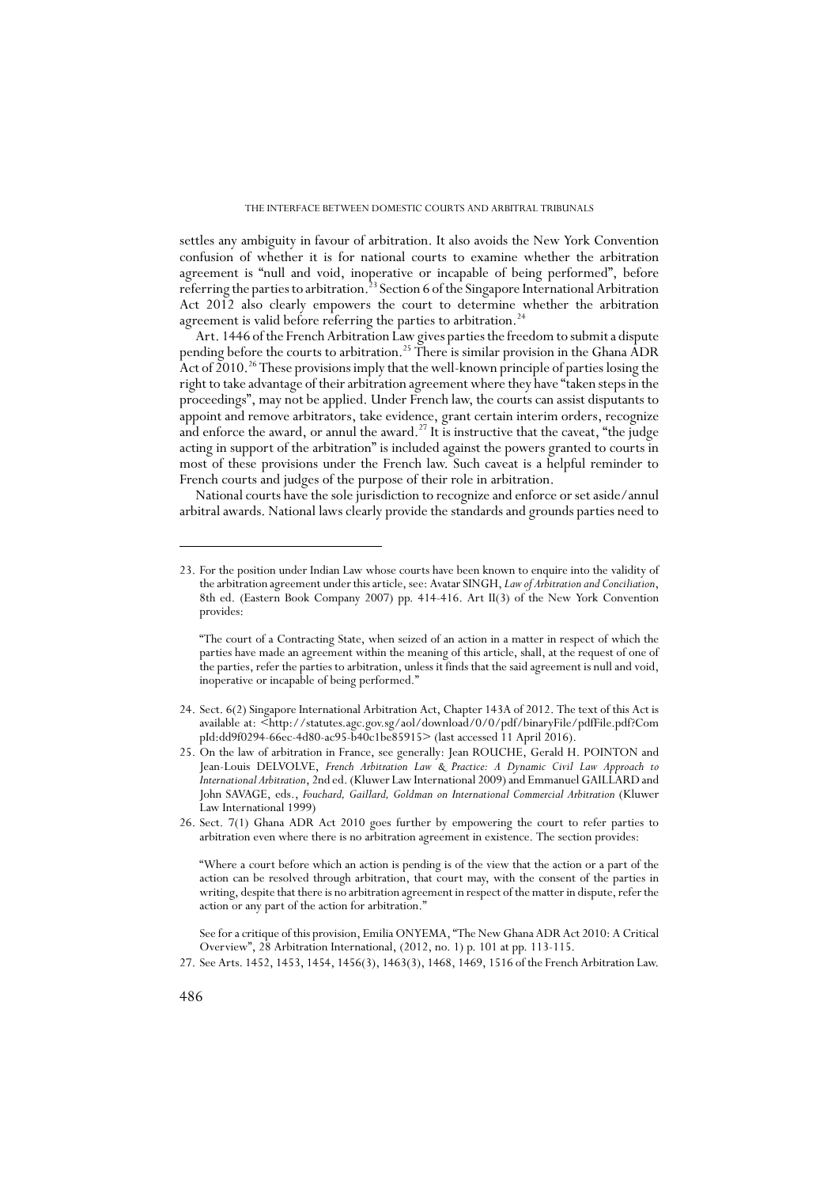settles any ambiguity in favour of arbitration. It also avoids the New York Convention confusion of whether it is for national courts to examine whether the arbitration agreement is "null and void, inoperative or incapable of being performed", before referring the parties to arbitration.[23] Section 6 of the Singapore International Arbitration Act 2012 also clearly empowers the court to determine whether the arbitration agreement is valid before referring the parties to arbitration.[24]

Art. 1446 of the French Arbitration Law gives parties the freedom to submit a dispute pending before the courts to arbitration.[25] There is similar provision in the Ghana ADR Act of 2010.[26] These provisions imply that the well-known principle of parties losing the right to take advantage of their arbitration agreement where they have "taken steps in the proceedings", may not be applied. Under French law, the courts can assist disputants to appoint and remove arbitrators, take evidence, grant certain interim orders, recognize and enforce the award, or annul the award.[27] It is instructive that the caveat, "the judge acting in support of the arbitration" is included against the powers granted to courts in most of these provisions under the French law. Such caveat is a helpful reminder to French courts and judges of the purpose of their role in arbitration.

National courts have the sole jurisdiction to recognize and enforce or set aside/annul arbitral awards. National laws clearly provide the standards and grounds parties need to

---

23. For the position under Indian Law whose courts have been known to enquire into the validity of the arbitration agreement under this article, see: Avatar SINGH, *Law of Arbitration and Conciliation*, 8th ed. (Eastern Book Company 2007) pp. 414-416. Art II(3) of the New York Convention provides:

"The court of a Contracting State, when seized of an action in a matter in respect of which the parties have made an agreement within the meaning of this article, shall, at the request of one of the parties, refer the parties to arbitration, unless it finds that the said agreement is null and void, inoperative or incapable of being performed."

24. Sect. 6(2) Singapore International Arbitration Act, Chapter 143A of 2012. The text of this Act is available at: <http://statutes.agc.gov.sg/aol/download/0/0/pdf/binaryFile/pdfFile.pdf?CompId:dd9f0294-66ec-4d80-ac95-b40c1be85915> (last accessed 11 April 2016).

25. On the law of arbitration in France, see generally: Jean ROUCHE, Gerald H. POINTON and Jean-Louis DELVOLVE, *French Arbitration Law & Practice: A Dynamic Civil Law Approach to International Arbitration*, 2nd ed. (Kluwer Law International 2009) and Emmanuel GAILLARD and John SAVAGE, eds., *Fouchard, Gaillard, Goldman on International Commercial Arbitration* (Kluwer Law International 1999)

26. Sect. 7(1) Ghana ADR Act 2010 goes further by empowering the court to refer parties to arbitration even where there is no arbitration agreement in existence. The section provides:

"Where a court before which an action is pending is of the view that the action or a part of the action can be resolved through arbitration, that court may, with the consent of the parties in writing, despite that there is no arbitration agreement in respect of the matter in dispute, refer the action or any part of the action for arbitration."

See for a critique of this provision, Emilia ONYEMA, "The New Ghana ADR Act 2010: A Critical Overview", 28 Arbitration International, (2012, no. 1) p. 101 at pp. 113-115.

27. See Arts. 1452, 1453, 1454, 1456(3), 1463(3), 1468, 1469, 1516 of the French Arbitration Law.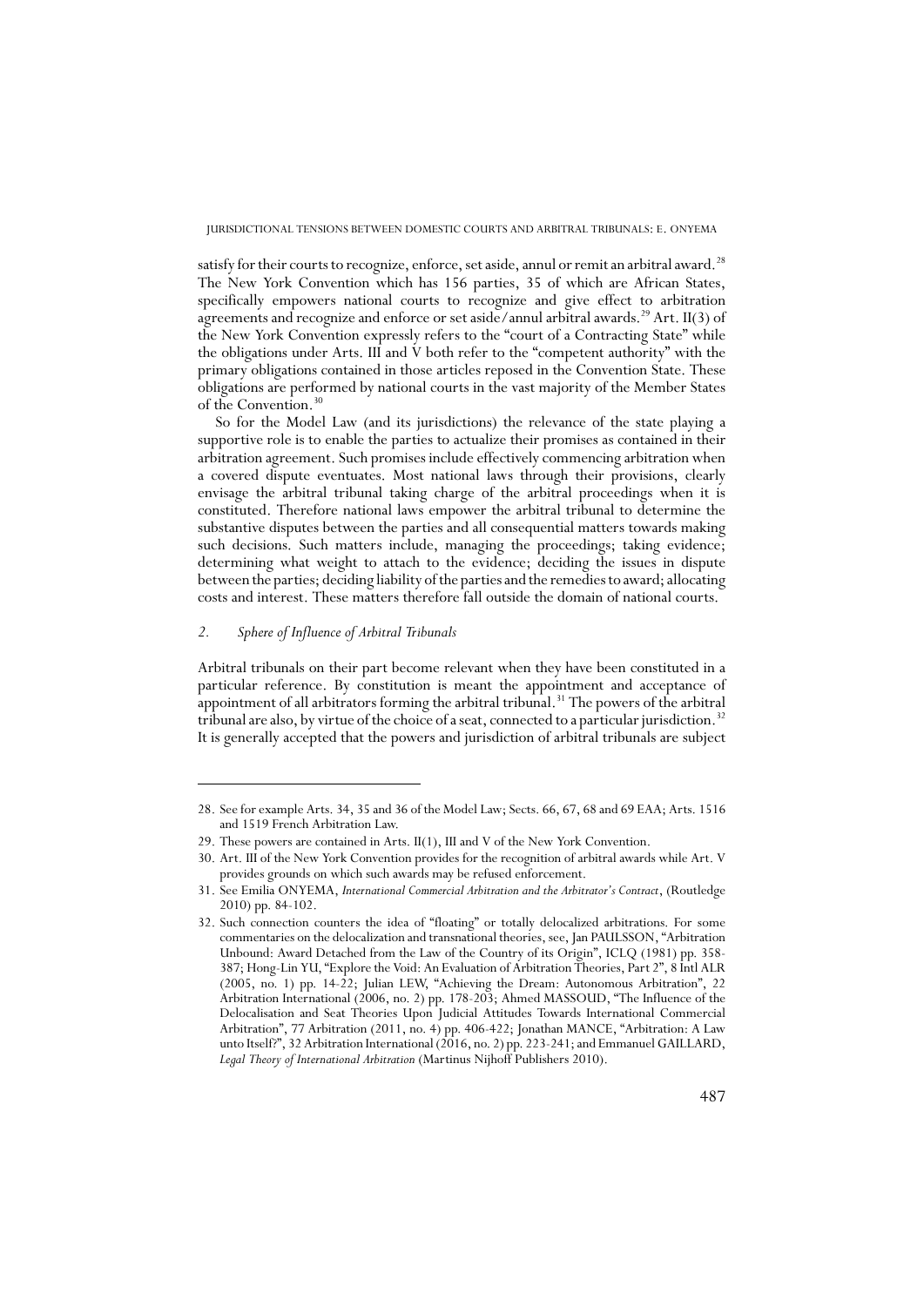satisfy for their courts to recognize, enforce, set aside, annul or remit an arbitral award.[28] The New York Convention which has 156 parties, 35 of which are African States, specifically empowers national courts to recognize and give effect to arbitration agreements and recognize and enforce or set aside/annul arbitral awards.[29] Art. II(3) of the New York Convention expressly refers to the "court of a Contracting State" while the obligations under Arts. III and V both refer to the "competent authority" with the primary obligations contained in those articles reposed in the Convention State. These obligations are performed by national courts in the vast majority of the Member States of the Convention.[30]

So for the Model Law (and its jurisdictions) the relevance of the state playing a supportive role is to enable the parties to actualize their promises as contained in their arbitration agreement. Such promises include effectively commencing arbitration when a covered dispute eventuates. Most national laws through their provisions, clearly envisage the arbitral tribunal taking charge of the arbitral proceedings when it is constituted. Therefore national laws empower the arbitral tribunal to determine the substantive disputes between the parties and all consequential matters towards making such decisions. Such matters include, managing the proceedings; taking evidence; determining what weight to attach to the evidence; deciding the issues in dispute between the parties; deciding liability of the parties and the remedies to award; allocating costs and interest. These matters therefore fall outside the domain of national courts.

### 2. *Sphere of Influence of Arbitral Tribunals*

Arbitral tribunals on their part become relevant when they have been constituted in a particular reference. By constitution is meant the appointment and acceptance of appointment of all arbitrators forming the arbitral tribunal.[31] The powers of the arbitral tribunal are also, by virtue of the choice of a seat, connected to a particular jurisdiction.[32] It is generally accepted that the powers and jurisdiction of arbitral tribunals are subject

---

28. See for example Arts. 34, 35 and 36 of the Model Law; Sects. 66, 67, 68 and 69 EAA; Arts. 1516 and 1519 French Arbitration Law.

29. These powers are contained in Arts. II(1), III and V of the New York Convention.

30. Art. III of the New York Convention provides for the recognition of arbitral awards while Art. V provides grounds on which such awards may be refused enforcement.

31. See Emilia ONYEMA, *International Commercial Arbitration and the Arbitrator's Contract*, (Routledge 2010) pp. 84-102.

32. Such connection counters the idea of "floating" or totally delocalized arbitrations. For some commentaries on the delocalization and transnational theories, see, Jan PAULSSON, "Arbitration Unbound: Award Detached from the Law of the Country of its Origin", ICLQ (1981) pp. 358-387; Hong-Lin YU, "Explore the Void: An Evaluation of Arbitration Theories, Part 2", 8 Intl ALR (2005, no. 1) pp. 14-22; Julian LEW, "Achieving the Dream: Autonomous Arbitration", 22 Arbitration International (2006, no. 2) pp. 178-203; Ahmed MASSOUD, "The Influence of the Delocalisation and Seat Theories Upon Judicial Attitudes Towards International Commercial Arbitration", 77 Arbitration (2011, no. 4) pp. 406-422; Jonathan MANCE, "Arbitration: A Law unto Itself?", 32 Arbitration International (2016, no. 2) pp. 223-241; and Emmanuel GAILLARD, *Legal Theory of International Arbitration* (Martinus Nijhoff Publishers 2010).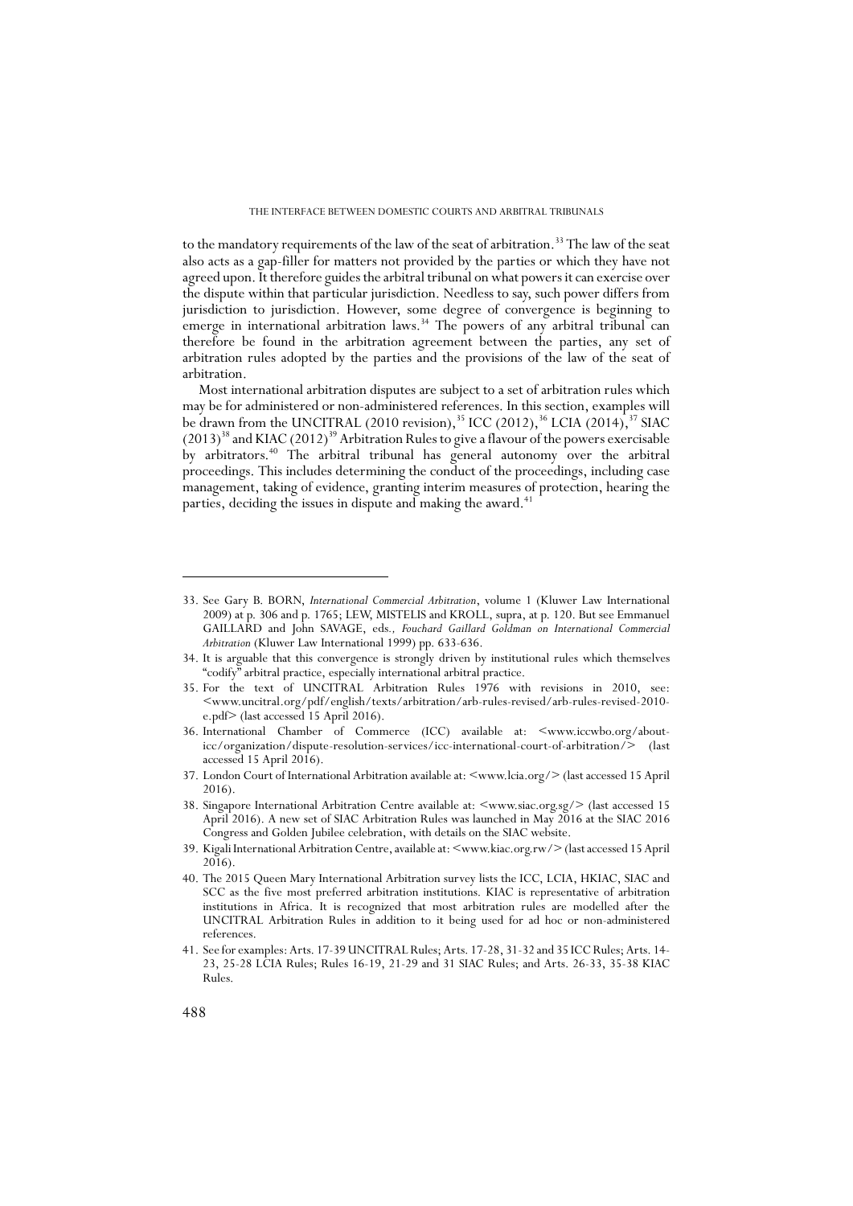to the mandatory requirements of the law of the seat of arbitration.[33] The law of the seat also acts as a gap-filler for matters not provided by the parties or which they have not agreed upon. It therefore guides the arbitral tribunal on what powers it can exercise over the dispute within that particular jurisdiction. Needless to say, such power differs from jurisdiction to jurisdiction. However, some degree of convergence is beginning to emerge in international arbitration laws.[34] The powers of any arbitral tribunal can therefore be found in the arbitration agreement between the parties, any set of arbitration rules adopted by the parties and the provisions of the law of the seat of arbitration.

Most international arbitration disputes are subject to a set of arbitration rules which may be for administered or non-administered references. In this section, examples will be drawn from the UNCITRAL (2010 revision),[35] ICC (2012),[36] LCIA (2014),[37] SIAC (2013)[38] and KIAC (2012)[39] Arbitration Rules to give a flavour of the powers exercisable by arbitrators.[40] The arbitral tribunal has general autonomy over the arbitral proceedings. This includes determining the conduct of the proceedings, including case management, taking of evidence, granting interim measures of protection, hearing the parties, deciding the issues in dispute and making the award.[41]

---

33. See Gary B. BORN, *International Commercial Arbitration*, volume 1 (Kluwer Law International 2009) at p. 306 and p. 1765; LEW, MISTELIS and KROLL, supra, at p. 120. But see Emmanuel GAILLARD and John SAVAGE, eds., *Fouchard Gaillard Goldman on International Commercial Arbitration* (Kluwer Law International 1999) pp. 633-636.

34. It is arguable that this convergence is strongly driven by institutional rules which themselves "codify" arbitral practice, especially international arbitral practice.

35. For the text of UNCITRAL Arbitration Rules 1976 with revisions in 2010, see: <www.uncitral.org/pdf/english/texts/arbitration/arb-rules-revised/arb-rules-revised-2010-e.pdf> (last accessed 15 April 2016).

36. International Chamber of Commerce (ICC) available at: <www.iccwbo.org/about-icc/organization/dispute-resolution-services/icc-international-court-of-arbitration/> (last accessed 15 April 2016).

37. London Court of International Arbitration available at: <www.lcia.org/> (last accessed 15 April 2016).

38. Singapore International Arbitration Centre available at: <www.siac.org.sg/> (last accessed 15 April 2016). A new set of SIAC Arbitration Rules was launched in May 2016 at the SIAC 2016 Congress and Golden Jubilee celebration, with details on the SIAC website.

39. Kigali International Arbitration Centre, available at: <www.kiac.org.rw/> (last accessed 15 April 2016).

40. The 2015 Queen Mary International Arbitration survey lists the ICC, LCIA, HKIAC, SIAC and SCC as the five most preferred arbitration institutions. KIAC is representative of arbitration institutions in Africa. It is recognized that most arbitration rules are modelled after the UNCITRAL Arbitration Rules in addition to it being used for ad hoc or non-administered references.

41. See for examples: Arts. 17-39 UNCITRAL Rules; Arts. 17-28, 31-32 and 35 ICC Rules; Arts. 14-23, 25-28 LCIA Rules; Rules 16-19, 21-29 and 31 SIAC Rules; and Arts. 26-33, 35-38 KIAC Rules.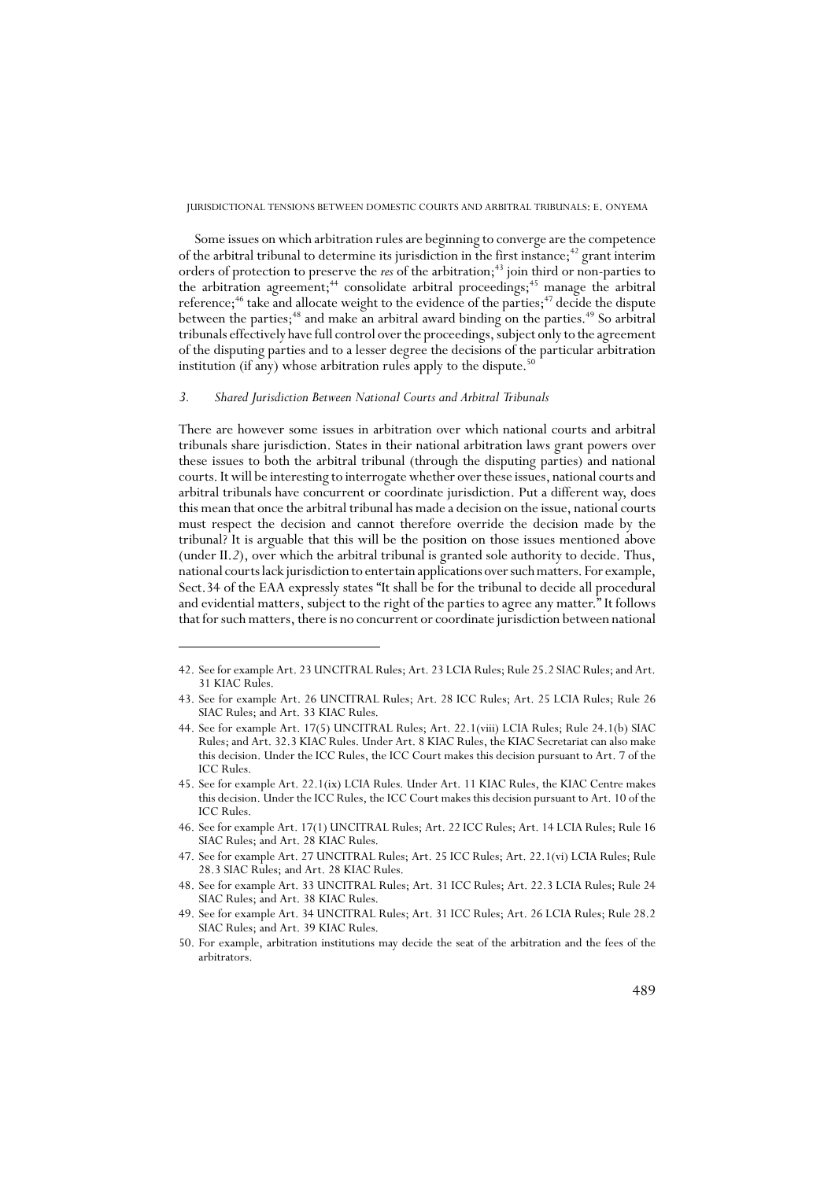Some issues on which arbitration rules are beginning to converge are the competence of the arbitral tribunal to determine its jurisdiction in the first instance;[42] grant interim orders of protection to preserve the *res* of the arbitration;[43] join third or non-parties to the arbitration agreement;[44] consolidate arbitral proceedings;[45] manage the arbitral reference;[46] take and allocate weight to the evidence of the parties;[47] decide the dispute between the parties;[48] and make an arbitral award binding on the parties.[49] So arbitral tribunals effectively have full control over the proceedings, subject only to the agreement of the disputing parties and to a lesser degree the decisions of the particular arbitration institution (if any) whose arbitration rules apply to the dispute.[50]

### *3. Shared Jurisdiction Between National Courts and Arbitral Tribunals*

There are however some issues in arbitration over which national courts and arbitral tribunals share jurisdiction. States in their national arbitration laws grant powers over these issues to both the arbitral tribunal (through the disputing parties) and national courts. It will be interesting to interrogate whether over these issues, national courts and arbitral tribunals have concurrent or coordinate jurisdiction. Put a different way, does this mean that once the arbitral tribunal has made a decision on the issue, national courts must respect the decision and cannot therefore override the decision made by the tribunal? It is arguable that this will be the position on those issues mentioned above (under II.*2*), over which the arbitral tribunal is granted sole authority to decide. Thus, national courts lack jurisdiction to entertain applications over such matters. For example, Sect. 34 of the EAA expressly states "It shall be for the tribunal to decide all procedural and evidential matters, subject to the right of the parties to agree any matter." It follows that for such matters, there is no concurrent or coordinate jurisdiction between national

---

42. See for example Art. 23 UNCITRAL Rules; Art. 23 LCIA Rules; Rule 25.2 SIAC Rules; and Art. 31 KIAC Rules.

43. See for example Art. 26 UNCITRAL Rules; Art. 28 ICC Rules; Art. 25 LCIA Rules; Rule 26 SIAC Rules; and Art. 33 KIAC Rules.

44. See for example Art. 17(5) UNCITRAL Rules; Art. 22.1(viii) LCIA Rules; Rule 24.1(b) SIAC Rules; and Art. 32.3 KIAC Rules. Under Art. 8 KIAC Rules, the KIAC Secretariat can also make this decision. Under the ICC Rules, the ICC Court makes this decision pursuant to Art. 7 of the ICC Rules.

45. See for example Art. 22.1(ix) LCIA Rules. Under Art. 11 KIAC Rules, the KIAC Centre makes this decision. Under the ICC Rules, the ICC Court makes this decision pursuant to Art. 10 of the ICC Rules.

46. See for example Art. 17(1) UNCITRAL Rules; Art. 22 ICC Rules; Art. 14 LCIA Rules; Rule 16 SIAC Rules; and Art. 28 KIAC Rules.

47. See for example Art. 27 UNCITRAL Rules; Art. 25 ICC Rules; Art. 22.1(vi) LCIA Rules; Rule 28.3 SIAC Rules; and Art. 28 KIAC Rules.

48. See for example Art. 33 UNCITRAL Rules; Art. 31 ICC Rules; Art. 22.3 LCIA Rules; Rule 24 SIAC Rules; and Art. 38 KIAC Rules.

49. See for example Art. 34 UNCITRAL Rules; Art. 31 ICC Rules; Art. 26 LCIA Rules; Rule 28.2 SIAC Rules; and Art. 39 KIAC Rules.

50. For example, arbitration institutions may decide the seat of the arbitration and the fees of the arbitrators.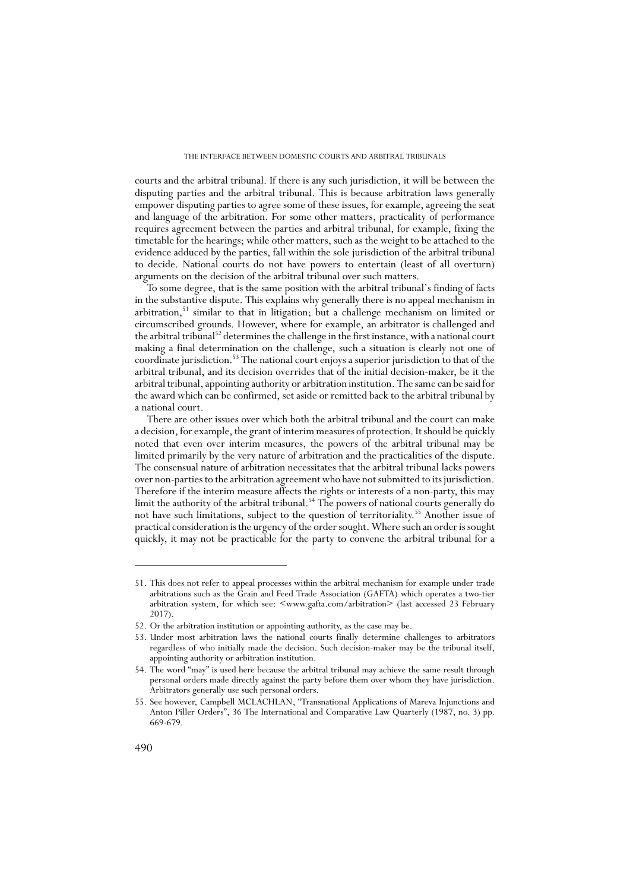courts and the arbitral tribunal. If there is any such jurisdiction, it will be between the disputing parties and the arbitral tribunal. This is because arbitration laws generally empower disputing parties to agree some of these issues, for example, agreeing the seat and language of the arbitration. For some other matters, practicality of performance requires agreement between the parties and arbitral tribunal, for example, fixing the timetable for the hearings; while other matters, such as the weight to be attached to the evidence adduced by the parties, fall within the sole jurisdiction of the arbitral tribunal to decide. National courts do not have powers to entertain (least of all overturn) arguments on the decision of the arbitral tribunal over such matters.

To some degree, that is the same position with the arbitral tribunal's finding of facts in the substantive dispute. This explains why generally there is no appeal mechanism in arbitration,[51] similar to that in litigation; but a challenge mechanism on limited or circumscribed grounds. However, where for example, an arbitrator is challenged and the arbitral tribunal[52] determines the challenge in the first instance, with a national court making a final determination on the challenge, such a situation is clearly not one of coordinate jurisdiction.[53] The national court enjoys a superior jurisdiction to that of the arbitral tribunal, and its decision overrides that of the initial decision-maker, be it the arbitral tribunal, appointing authority or arbitration institution. The same can be said for the award which can be confirmed, set aside or remitted back to the arbitral tribunal by a national court.

There are other issues over which both the arbitral tribunal and the court can make a decision, for example, the grant of interim measures of protection. It should be quickly noted that even over interim measures, the powers of the arbitral tribunal may be limited primarily by the very nature of arbitration and the practicalities of the dispute. The consensual nature of arbitration necessitates that the arbitral tribunal lacks powers over non-parties to the arbitration agreement who have not submitted to its jurisdiction. Therefore if the interim measure affects the rights or interests of a non-party, this may limit the authority of the arbitral tribunal.[54] The powers of national courts generally do not have such limitations, subject to the question of territoriality.[55] Another issue of practical consideration is the urgency of the order sought. Where such an order is sought quickly, it may not be practicable for the party to convene the arbitral tribunal for a

---

51. This does not refer to appeal processes within the arbitral mechanism for example under trade arbitrations such as the Grain and Feed Trade Association (GAFTA) which operates a two-tier arbitration system, for which see: <www.gafta.com/arbitration> (last accessed 23 February 2017).

52. Or the arbitration institution or appointing authority, as the case may be.

53. Under most arbitration laws the national courts finally determine challenges to arbitrators regardless of who initially made the decision. Such decision-maker may be the tribunal itself, appointing authority or arbitration institution.

54. The word "may" is used here because the arbitral tribunal may achieve the same result through personal orders made directly against the party before them over whom they have jurisdiction. Arbitrators generally use such personal orders.

55. See however, Campbell MCLACHLAN, "Transnational Applications of Mareva Injunctions and Anton Piller Orders", 36 The International and Comparative Law Quarterly (1987, no. 3) pp. 669-679.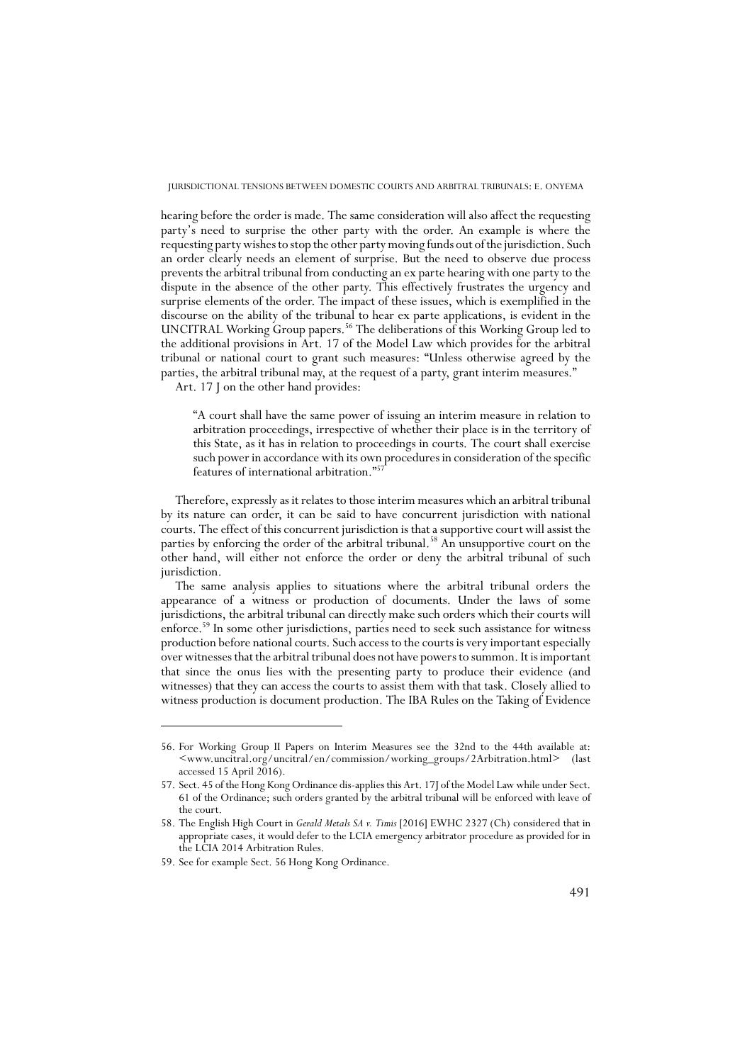hearing before the order is made. The same consideration will also affect the requesting party's need to surprise the other party with the order. An example is where the requesting party wishes to stop the other party moving funds out of the jurisdiction. Such an order clearly needs an element of surprise. But the need to observe due process prevents the arbitral tribunal from conducting an ex parte hearing with one party to the dispute in the absence of the other party. This effectively frustrates the urgency and surprise elements of the order. The impact of these issues, which is exemplified in the discourse on the ability of the tribunal to hear ex parte applications, is evident in the UNCITRAL Working Group papers.[56] The deliberations of this Working Group led to the additional provisions in Art. 17 of the Model Law which provides for the arbitral tribunal or national court to grant such measures: "Unless otherwise agreed by the parties, the arbitral tribunal may, at the request of a party, grant interim measures."

Art. 17 J on the other hand provides:

> "A court shall have the same power of issuing an interim measure in relation to arbitration proceedings, irrespective of whether their place is in the territory of this State, as it has in relation to proceedings in courts. The court shall exercise such power in accordance with its own procedures in consideration of the specific features of international arbitration."[57]

Therefore, expressly as it relates to those interim measures which an arbitral tribunal by its nature can order, it can be said to have concurrent jurisdiction with national courts. The effect of this concurrent jurisdiction is that a supportive court will assist the parties by enforcing the order of the arbitral tribunal.[58] An unsupportive court on the other hand, will either not enforce the order or deny the arbitral tribunal of such jurisdiction.

The same analysis applies to situations where the arbitral tribunal orders the appearance of a witness or production of documents. Under the laws of some jurisdictions, the arbitral tribunal can directly make such orders which their courts will enforce.[59] In some other jurisdictions, parties need to seek such assistance for witness production before national courts. Such access to the courts is very important especially over witnesses that the arbitral tribunal does not have powers to summon. It is important that since the onus lies with the presenting party to produce their evidence (and witnesses) that they can access the courts to assist them with that task. Closely allied to witness production is document production. The IBA Rules on the Taking of Evidence

---

56. For Working Group II Papers on Interim Measures see the 32nd to the 44th available at: <www.uncitral.org/uncitral/en/commission/working_groups/2Arbitration.html> (last accessed 15 April 2016).

57. Sect. 45 of the Hong Kong Ordinance dis-applies this Art. 17J of the Model Law while under Sect. 61 of the Ordinance; such orders granted by the arbitral tribunal will be enforced with leave of the court.

58. The English High Court in *Gerald Metals SA v. Timis* [2016] EWHC 2327 (Ch) considered that in appropriate cases, it would defer to the LCIA emergency arbitrator procedure as provided for in the LCIA 2014 Arbitration Rules.

59. See for example Sect. 56 Hong Kong Ordinance.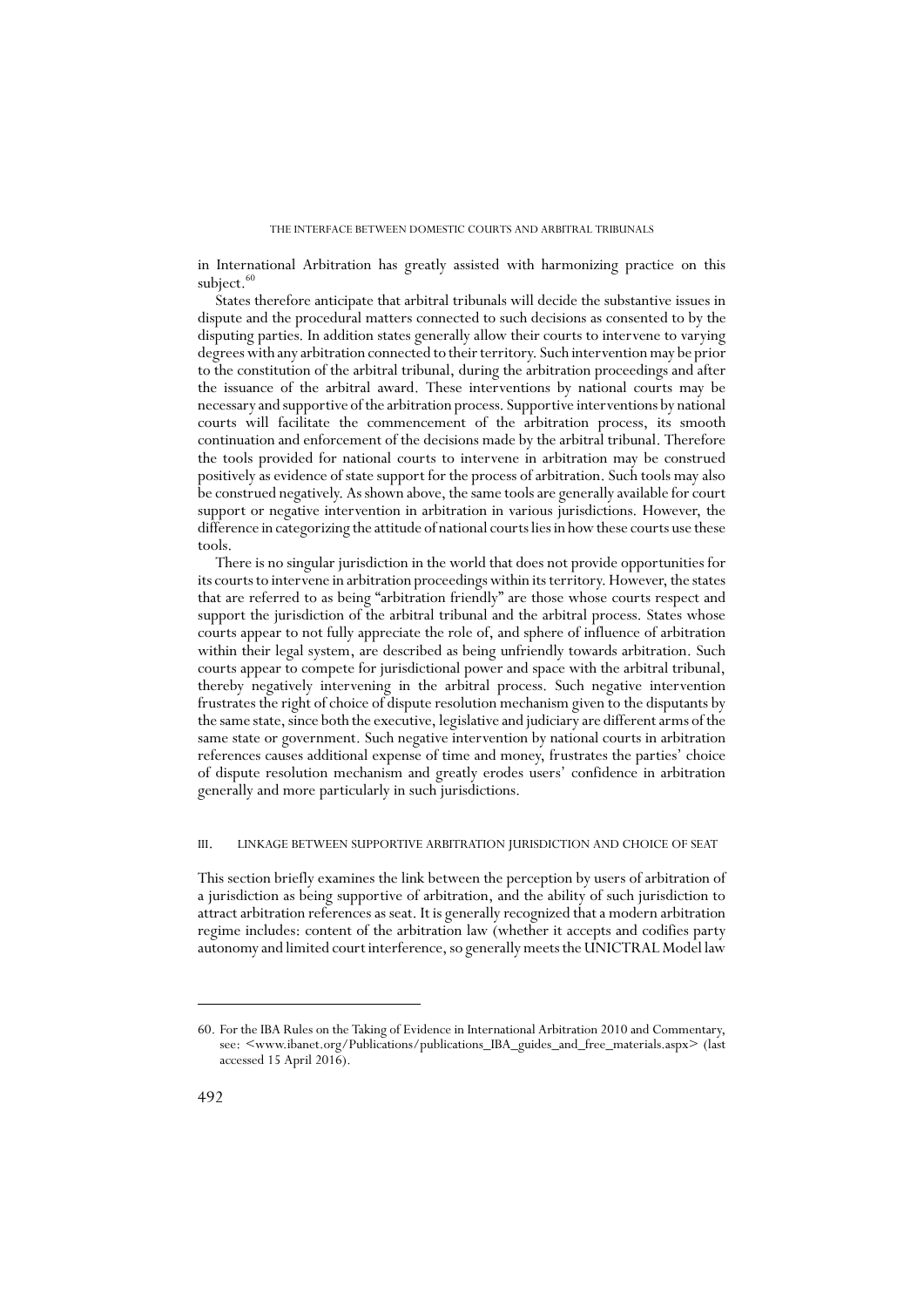in International Arbitration has greatly assisted with harmonizing practice on this subject.[60]

States therefore anticipate that arbitral tribunals will decide the substantive issues in dispute and the procedural matters connected to such decisions as consented to by the disputing parties. In addition states generally allow their courts to intervene to varying degrees with any arbitration connected to their territory. Such intervention may be prior to the constitution of the arbitral tribunal, during the arbitration proceedings and after the issuance of the arbitral award. These interventions by national courts may be necessary and supportive of the arbitration process. Supportive interventions by national courts will facilitate the commencement of the arbitration process, its smooth continuation and enforcement of the decisions made by the arbitral tribunal. Therefore the tools provided for national courts to intervene in arbitration may be construed positively as evidence of state support for the process of arbitration. Such tools may also be construed negatively. As shown above, the same tools are generally available for court support or negative intervention in arbitration in various jurisdictions. However, the difference in categorizing the attitude of national courts lies in how these courts use these tools.

There is no singular jurisdiction in the world that does not provide opportunities for its courts to intervene in arbitration proceedings within its territory. However, the states that are referred to as being "arbitration friendly" are those whose courts respect and support the jurisdiction of the arbitral tribunal and the arbitral process. States whose courts appear to not fully appreciate the role of, and sphere of influence of arbitration within their legal system, are described as being unfriendly towards arbitration. Such courts appear to compete for jurisdictional power and space with the arbitral tribunal, thereby negatively intervening in the arbitral process. Such negative intervention frustrates the right of choice of dispute resolution mechanism given to the disputants by the same state, since both the executive, legislative and judiciary are different arms of the same state or government. Such negative intervention by national courts in arbitration references causes additional expense of time and money, frustrates the parties' choice of dispute resolution mechanism and greatly erodes users' confidence in arbitration generally and more particularly in such jurisdictions.

## III. LINKAGE BETWEEN SUPPORTIVE ARBITRATION JURISDICTION AND CHOICE OF SEAT

This section briefly examines the link between the perception by users of arbitration of a jurisdiction as being supportive of arbitration, and the ability of such jurisdiction to attract arbitration references as seat. It is generally recognized that a modern arbitration regime includes: content of the arbitration law (whether it accepts and codifies party autonomy and limited court interference, so generally meets the UNICTRAL Model law

---

60. For the IBA Rules on the Taking of Evidence in International Arbitration 2010 and Commentary, see: <www.ibanet.org/Publications/publications_IBA_guides_and_free_materials.aspx> (last accessed 15 April 2016).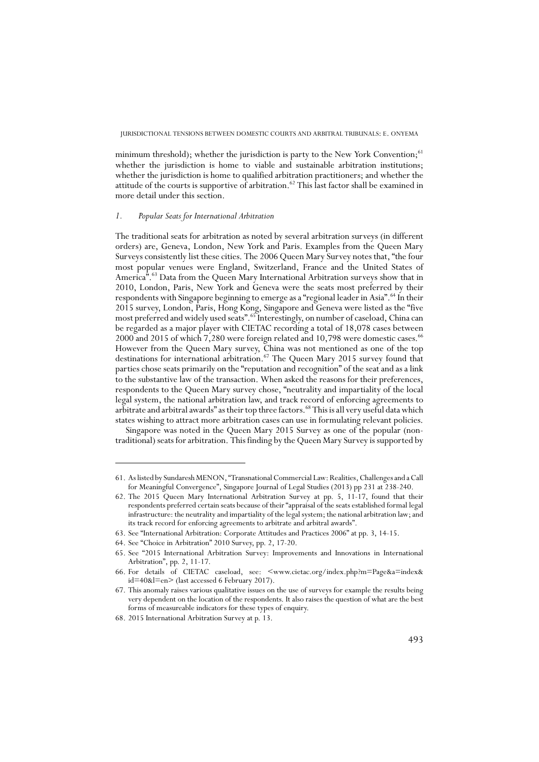minimum threshold); whether the jurisdiction is party to the New York Convention;[61] whether the jurisdiction is home to viable and sustainable arbitration institutions; whether the jurisdiction is home to qualified arbitration practitioners; and whether the attitude of the courts is supportive of arbitration.[62] This last factor shall be examined in more detail under this section.

### *1. Popular Seats for International Arbitration*

The traditional seats for arbitration as noted by several arbitration surveys (in different orders) are, Geneva, London, New York and Paris. Examples from the Queen Mary Surveys consistently list these cities. The 2006 Queen Mary Survey notes that, "the four most popular venues were England, Switzerland, France and the United States of America".[63] Data from the Queen Mary International Arbitration surveys show that in 2010, London, Paris, New York and Geneva were the seats most preferred by their respondents with Singapore beginning to emerge as a "regional leader in Asia".[64] In their 2015 survey, London, Paris, Hong Kong, Singapore and Geneva were listed as the "five most preferred and widely used seats".[65] Interestingly, on number of caseload, China can be regarded as a major player with CIETAC recording a total of 18,078 cases between 2000 and 2015 of which 7,280 were foreign related and 10,798 were domestic cases.[66] However from the Queen Mary survey, China was not mentioned as one of the top destinations for international arbitration.[67] The Queen Mary 2015 survey found that parties chose seats primarily on the "reputation and recognition" of the seat and as a link to the substantive law of the transaction. When asked the reasons for their preferences, respondents to the Queen Mary survey chose, "neutrality and impartiality of the local legal system, the national arbitration law, and track record of enforcing agreements to arbitrate and arbitral awards" as their top three factors.[68] This is all very useful data which states wishing to attract more arbitration cases can use in formulating relevant policies.

Singapore was noted in the Queen Mary 2015 Survey as one of the popular (non-traditional) seats for arbitration. This finding by the Queen Mary Survey is supported by

---

61. As listed by Sundaresh MENON, "Transnational Commercial Law: Realities, Challenges and a Call for Meaningful Convergence", Singapore Journal of Legal Studies (2013) pp 231 at 238-240.

62. The 2015 Queen Mary International Arbitration Survey at pp. 5, 11-17, found that their respondents preferred certain seats because of their "appraisal of the seats established formal legal infrastructure: the neutrality and impartiality of the legal system; the national arbitration law; and its track record for enforcing agreements to arbitrate and arbitral awards".

63. See "International Arbitration: Corporate Attitudes and Practices 2006" at pp. 3, 14-15.

64. See "Choice in Arbitration" 2010 Survey, pp. 2, 17-20.

65. See "2015 International Arbitration Survey: Improvements and Innovations in International Arbitration", pp. 2, 11-17.

66. For details of CIETAC caseload, see: <www.cietac.org/index.php?m=Page&a=index&id=40&l=en> (last accessed 6 February 2017).

67. This anomaly raises various qualitative issues on the use of surveys for example the results being very dependent on the location of the respondents. It also raises the question of what are the best forms of measureable indicators for these types of enquiry.

68. 2015 International Arbitration Survey at p. 13.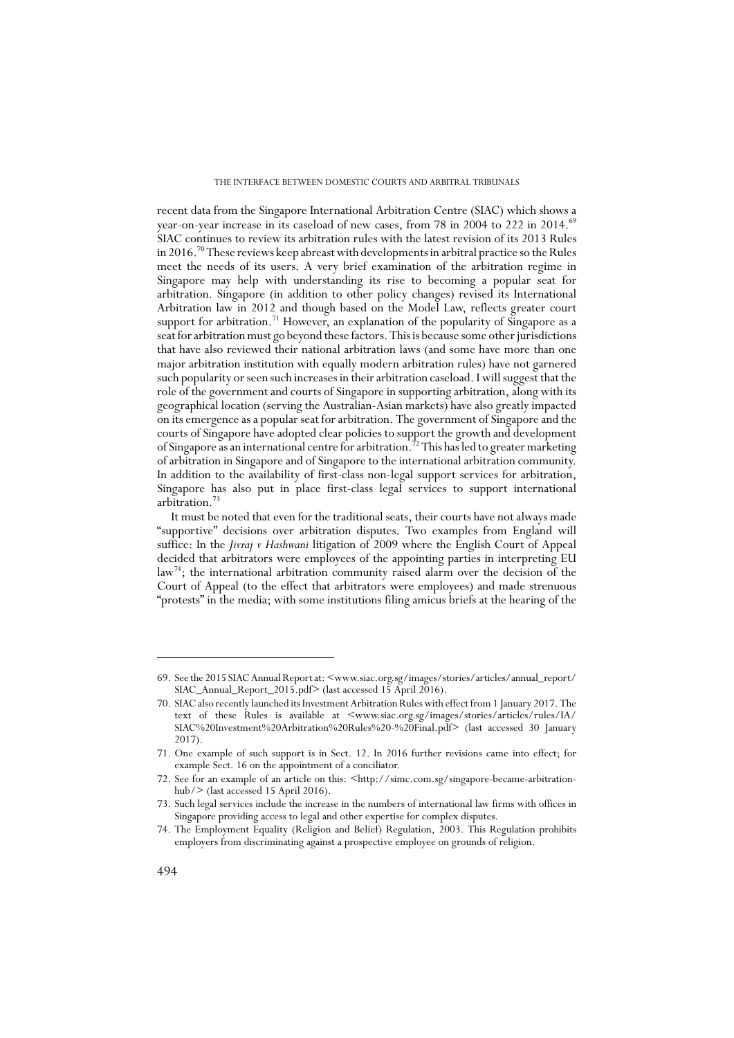recent data from the Singapore International Arbitration Centre (SIAC) which shows a year-on-year increase in its caseload of new cases, from 78 in 2004 to 222 in 2014.[69] SIAC continues to review its arbitration rules with the latest revision of its 2013 Rules in 2016.[70] These reviews keep abreast with developments in arbitral practice so the Rules meet the needs of its users. A very brief examination of the arbitration regime in Singapore may help with understanding its rise to becoming a popular seat for arbitration. Singapore (in addition to other policy changes) revised its International Arbitration law in 2012 and though based on the Model Law, reflects greater court support for arbitration.[71] However, an explanation of the popularity of Singapore as a seat for arbitration must go beyond these factors. This is because some other jurisdictions that have also reviewed their national arbitration laws (and some have more than one major arbitration institution with equally modern arbitration rules) have not garnered such popularity or seen such increases in their arbitration caseload. I will suggest that the role of the government and courts of Singapore in supporting arbitration, along with its geographical location (serving the Australian-Asian markets) have also greatly impacted on its emergence as a popular seat for arbitration. The government of Singapore and the courts of Singapore have adopted clear policies to support the growth and development of Singapore as an international centre for arbitration.[72] This has led to greater marketing of arbitration in Singapore and of Singapore to the international arbitration community. In addition to the availability of first-class non-legal support services for arbitration, Singapore has also put in place first-class legal services to support international arbitration.[73]

It must be noted that even for the traditional seats, their courts have not always made "supportive" decisions over arbitration disputes. Two examples from England will suffice: In the *Jivraj v Hashwani* litigation of 2009 where the English Court of Appeal decided that arbitrators were employees of the appointing parties in interpreting EU law[74]; the international arbitration community raised alarm over the decision of the Court of Appeal (to the effect that arbitrators were employees) and made strenuous "protests" in the media; with some institutions filing amicus briefs at the hearing of the

---

69. See the 2015 SIAC Annual Report at: <www.siac.org.sg/images/stories/articles/annual_report/SIAC_Annual_Report_2015.pdf> (last accessed 15 April 2016).

70. SIAC also recently launched its Investment Arbitration Rules with effect from 1 January 2017. The text of these Rules is available at <www.siac.org.sg/images/stories/articles/rules/IA/SIAC%20Investment%20Arbitration%20Rules%20-%20Final.pdf> (last accessed 30 January 2017).

71. One example of such support is in Sect. 12. In 2016 further revisions came into effect; for example Sect. 16 on the appointment of a conciliator.

72. See for an example of an article on this: <http://simc.com.sg/singapore-became-arbitration-hub/> (last accessed 15 April 2016).

73. Such legal services include the increase in the numbers of international law firms with offices in Singapore providing access to legal and other expertise for complex disputes.

74. The Employment Equality (Religion and Belief) Regulation, 2003. This Regulation prohibits employers from discriminating against a prospective employee on grounds of religion.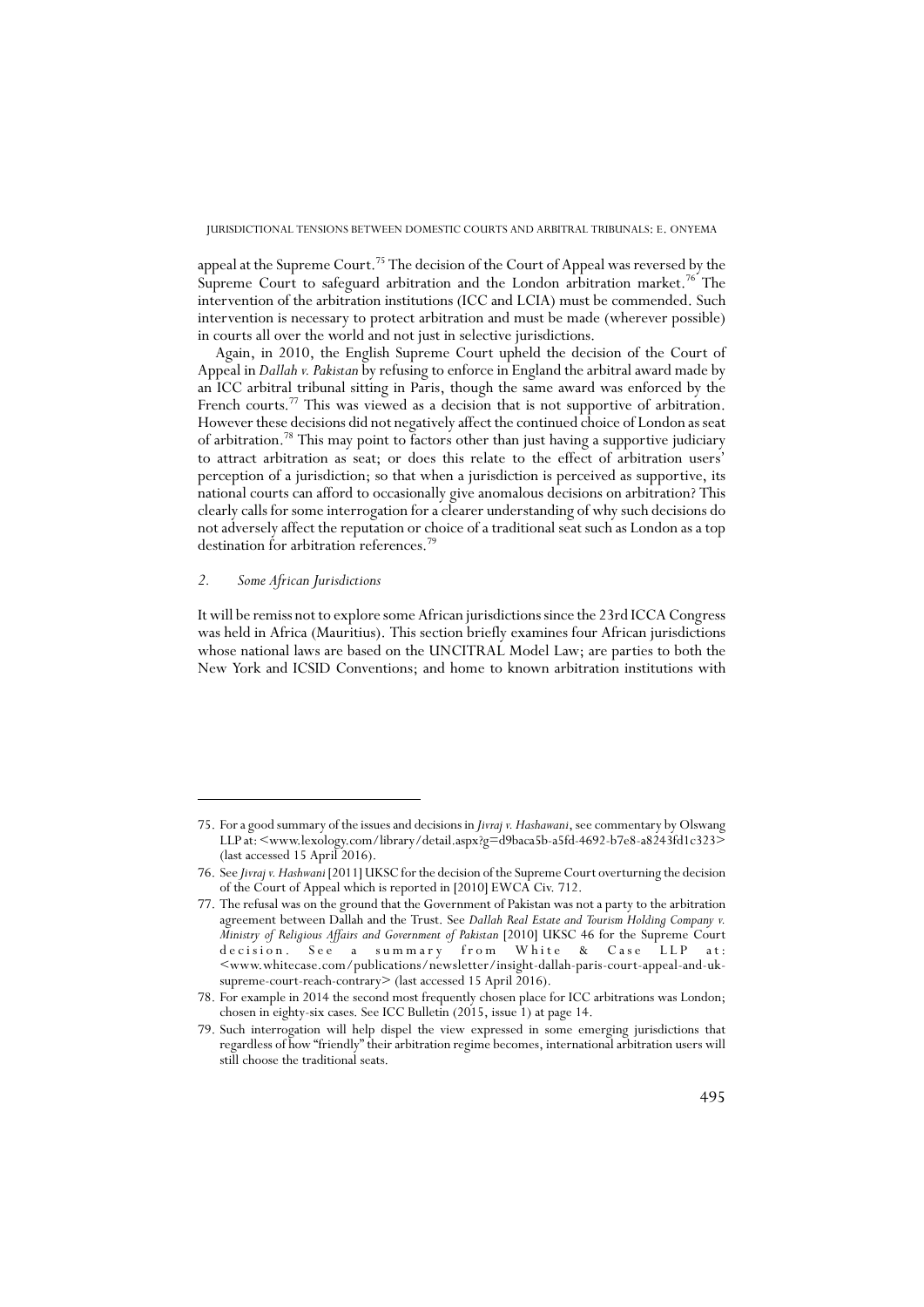appeal at the Supreme Court.[75] The decision of the Court of Appeal was reversed by the Supreme Court to safeguard arbitration and the London arbitration market.[76] The intervention of the arbitration institutions (ICC and LCIA) must be commended. Such intervention is necessary to protect arbitration and must be made (wherever possible) in courts all over the world and not just in selective jurisdictions.

Again, in 2010, the English Supreme Court upheld the decision of the Court of Appeal in *Dallah v. Pakistan* by refusing to enforce in England the arbitral award made by an ICC arbitral tribunal sitting in Paris, though the same award was enforced by the French courts.[77] This was viewed as a decision that is not supportive of arbitration. However these decisions did not negatively affect the continued choice of London as seat of arbitration.[78] This may point to factors other than just having a supportive judiciary to attract arbitration as seat; or does this relate to the effect of arbitration users' perception of a jurisdiction; so that when a jurisdiction is perceived as supportive, its national courts can afford to occasionally give anomalous decisions on arbitration? This clearly calls for some interrogation for a clearer understanding of why such decisions do not adversely affect the reputation or choice of a traditional seat such as London as a top destination for arbitration references.[79]

### *2. Some African Jurisdictions*

It will be remiss not to explore some African jurisdictions since the 23rd ICCA Congress was held in Africa (Mauritius). This section briefly examines four African jurisdictions whose national laws are based on the UNCITRAL Model Law; are parties to both the New York and ICSID Conventions; and home to known arbitration institutions with

---

75. For a good summary of the issues and decisions in *Jivraj v. Hashawani*, see commentary by Olswang LLP at: <www.lexology.com/library/detail.aspx?g=d9baca5b-a5fd-4692-b7e8-a8243fd1c323> (last accessed 15 April 2016).

76. See *Jivraj v. Hashwani* [2011] UKSC for the decision of the Supreme Court overturning the decision of the Court of Appeal which is reported in [2010] EWCA Civ. 712.

77. The refusal was on the ground that the Government of Pakistan was not a party to the arbitration agreement between Dallah and the Trust. See *Dallah Real Estate and Tourism Holding Company v. Ministry of Religious Affairs and Government of Pakistan* [2010] UKSC 46 for the Supreme Court decision. See a summary from White & Case LLP at: <www.whitecase.com/publications/newsletter/insight-dallah-paris-court-appeal-and-uk-supreme-court-reach-contrary> (last accessed 15 April 2016).

78. For example in 2014 the second most frequently chosen place for ICC arbitrations was London; chosen in eighty-six cases. See ICC Bulletin (2015, issue 1) at page 14.

79. Such interrogation will help dispel the view expressed in some emerging jurisdictions that regardless of how "friendly" their arbitration regime becomes, international arbitration users will still choose the traditional seats.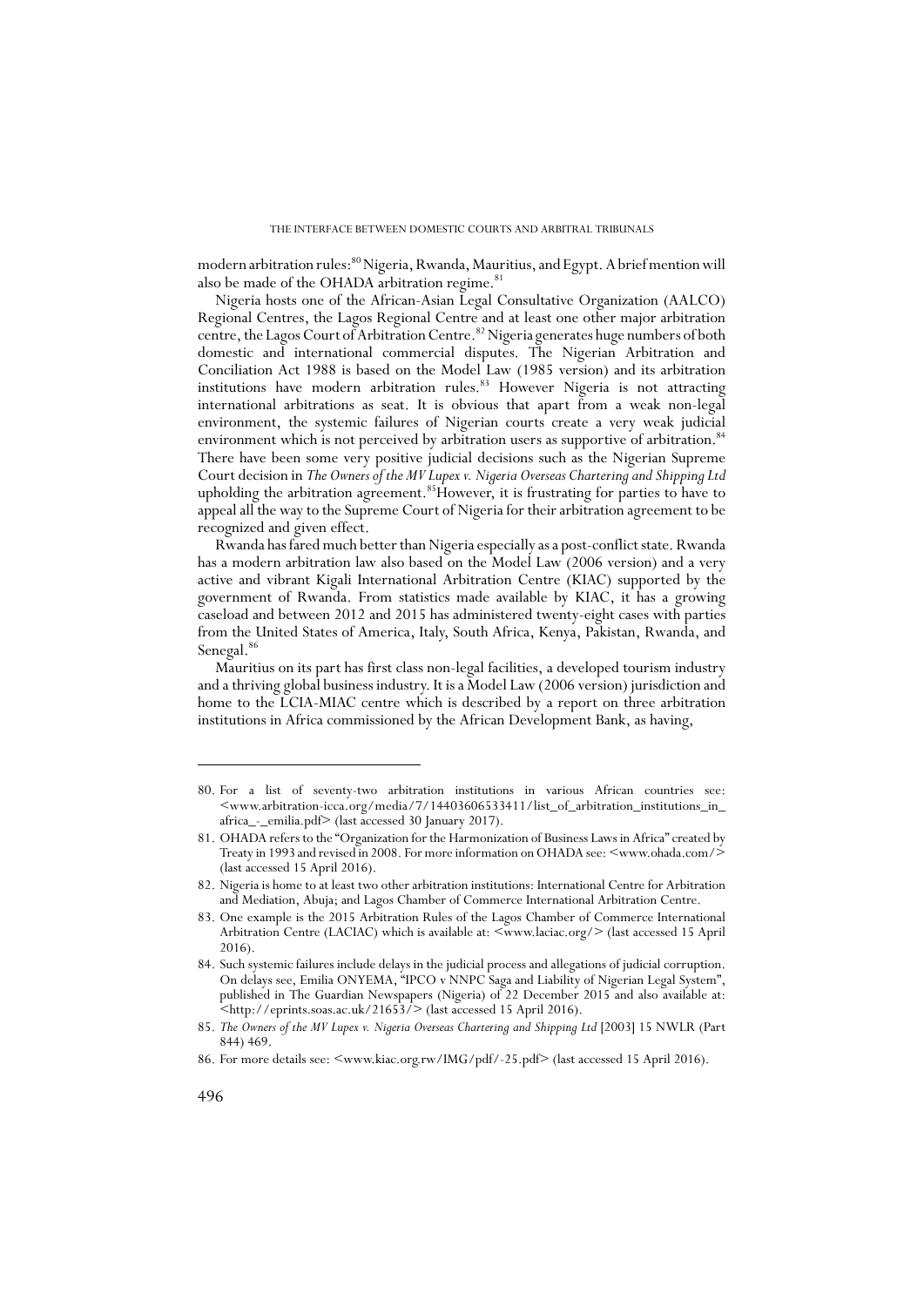modern arbitration rules:[80] Nigeria, Rwanda, Mauritius, and Egypt. A brief mention will also be made of the OHADA arbitration regime.[81]

Nigeria hosts one of the African-Asian Legal Consultative Organization (AALCO) Regional Centres, the Lagos Regional Centre and at least one other major arbitration centre, the Lagos Court of Arbitration Centre.[82] Nigeria generates huge numbers of both domestic and international commercial disputes. The Nigerian Arbitration and Conciliation Act 1988 is based on the Model Law (1985 version) and its arbitration institutions have modern arbitration rules.[83] However Nigeria is not attracting international arbitrations as seat. It is obvious that apart from a weak non-legal environment, the systemic failures of Nigerian courts create a very weak judicial environment which is not perceived by arbitration users as supportive of arbitration.[84] There have been some very positive judicial decisions such as the Nigerian Supreme Court decision in *The Owners of the MV Lupex v. Nigeria Overseas Chartering and Shipping Ltd* upholding the arbitration agreement.[85] However, it is frustrating for parties to have to appeal all the way to the Supreme Court of Nigeria for their arbitration agreement to be recognized and given effect.

Rwanda has fared much better than Nigeria especially as a post-conflict state. Rwanda has a modern arbitration law also based on the Model Law (2006 version) and a very active and vibrant Kigali International Arbitration Centre (KIAC) supported by the government of Rwanda. From statistics made available by KIAC, it has a growing caseload and between 2012 and 2015 has administered twenty-eight cases with parties from the United States of America, Italy, South Africa, Kenya, Pakistan, Rwanda, and Senegal.[86]

Mauritius on its part has first class non-legal facilities, a developed tourism industry and a thriving global business industry. It is a Model Law (2006 version) jurisdiction and home to the LCIA-MIAC centre which is described by a report on three arbitration institutions in Africa commissioned by the African Development Bank, as having,

---

80. For a list of seventy-two arbitration institutions in various African countries see: <www.arbitration-icca.org/media/7/14403606533411/list_of_arbitration_institutions_in_africa_-_emilia.pdf> (last accessed 30 January 2017).

81. OHADA refers to the "Organization for the Harmonization of Business Laws in Africa" created by Treaty in 1993 and revised in 2008. For more information on OHADA see: <www.ohada.com/> (last accessed 15 April 2016).

82. Nigeria is home to at least two other arbitration institutions: International Centre for Arbitration and Mediation, Abuja; and Lagos Chamber of Commerce International Arbitration Centre.

83. One example is the 2015 Arbitration Rules of the Lagos Chamber of Commerce International Arbitration Centre (LACIAC) which is available at: <www.laciac.org/> (last accessed 15 April 2016).

84. Such systemic failures include delays in the judicial process and allegations of judicial corruption. On delays see, Emilia ONYEMA, "IPCO v NNPC Saga and Liability of Nigerian Legal System", published in The Guardian Newspapers (Nigeria) of 22 December 2015 and also available at: <http://eprints.soas.ac.uk/21653/> (last accessed 15 April 2016).

85. *The Owners of the MV Lupex v. Nigeria Overseas Chartering and Shipping Ltd* [2003] 15 NWLR (Part 844) 469.

86. For more details see: <www.kiac.org.rw/IMG/pdf/-25.pdf> (last accessed 15 April 2016).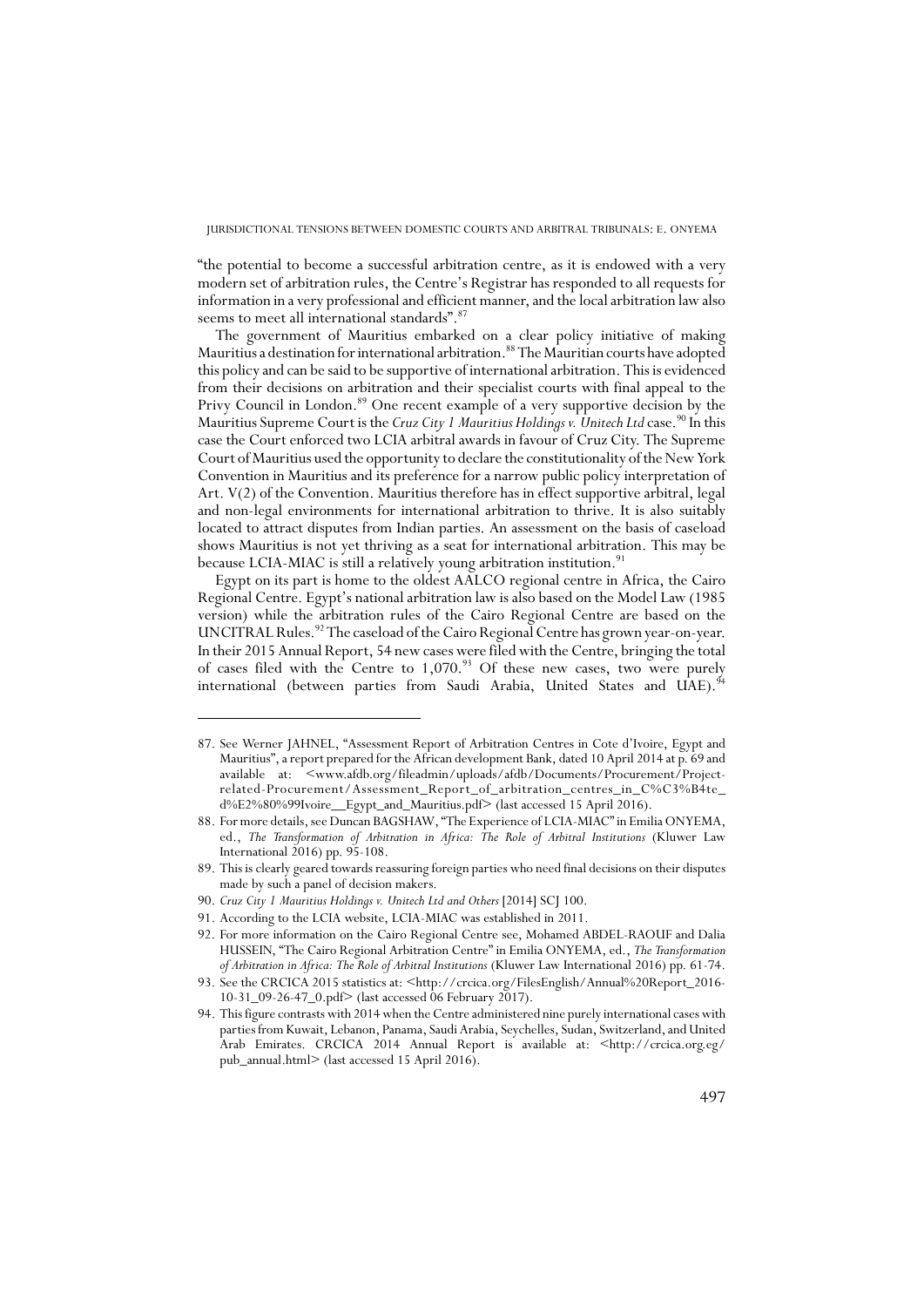"the potential to become a successful arbitration centre, as it is endowed with a very modern set of arbitration rules, the Centre's Registrar has responded to all requests for information in a very professional and efficient manner, and the local arbitration law also seems to meet all international standards".[87]

The government of Mauritius embarked on a clear policy initiative of making Mauritius a destination for international arbitration.[88] The Mauritian courts have adopted this policy and can be said to be supportive of international arbitration. This is evidenced from their decisions on arbitration and their specialist courts with final appeal to the Privy Council in London.[89] One recent example of a very supportive decision by the Mauritius Supreme Court is the *Cruz City 1 Mauritius Holdings v. Unitech Ltd* case.[90] In this case the Court enforced two LCIA arbitral awards in favour of Cruz City. The Supreme Court of Mauritius used the opportunity to declare the constitutionality of the New York Convention in Mauritius and its preference for a narrow public policy interpretation of Art. V(2) of the Convention. Mauritius therefore has in effect supportive arbitral, legal and non-legal environments for international arbitration to thrive. It is also suitably located to attract disputes from Indian parties. An assessment on the basis of caseload shows Mauritius is not yet thriving as a seat for international arbitration. This may be because LCIA-MIAC is still a relatively young arbitration institution.[91]

Egypt on its part is home to the oldest AALCO regional centre in Africa, the Cairo Regional Centre. Egypt's national arbitration law is also based on the Model Law (1985 version) while the arbitration rules of the Cairo Regional Centre are based on the UNCITRAL Rules.[92] The caseload of the Cairo Regional Centre has grown year-on-year. In their 2015 Annual Report, 54 new cases were filed with the Centre, bringing the total of cases filed with the Centre to 1,070.[93] Of these new cases, two were purely international (between parties from Saudi Arabia, United States and UAE).[94]

---

87. See Werner JAHNEL, "Assessment Report of Arbitration Centres in Cote d'Ivoire, Egypt and Mauritius", a report prepared for the African development Bank, dated 10 April 2014 at p. 69 and available at: <www.afdb.org/fileadmin/uploads/afdb/Documents/Procurement/Project-related-Procurement/Assessment_Report_of_arbitration_centres_in_C%C3%B4te_d%E2%80%99Ivoire__Egypt_and_Mauritius.pdf> (last accessed 15 April 2016).

88. For more details, see Duncan BAGSHAW, "The Experience of LCIA-MIAC" in Emilia ONYEMA, ed., *The Transformation of Arbitration in Africa: The Role of Arbitral Institutions* (Kluwer Law International 2016) pp. 95-108.

89. This is clearly geared towards reassuring foreign parties who need final decisions on their disputes made by such a panel of decision makers.

90. *Cruz City 1 Mauritius Holdings v. Unitech Ltd and Others* [2014] SCJ 100.

91. According to the LCIA website, LCIA-MIAC was established in 2011.

92. For more information on the Cairo Regional Centre see, Mohamed ABDEL-RAOUF and Dalia HUSSEIN, "The Cairo Regional Arbitration Centre" in Emilia ONYEMA, ed., *The Transformation of Arbitration in Africa: The Role of Arbitral Institutions* (Kluwer Law International 2016) pp. 61-74.

93. See the CRCICA 2015 statistics at: <http://crcica.org/FilesEnglish/Annual%20Report_2016-10-31_09-26-47_0.pdf> (last accessed 06 February 2017).

94. This figure contrasts with 2014 when the Centre administered nine purely international cases with parties from Kuwait, Lebanon, Panama, Saudi Arabia, Seychelles, Sudan, Switzerland, and United Arab Emirates. CRCICA 2014 Annual Report is available at: <http://crcica.org.eg/pub_annual.html> (last accessed 15 April 2016).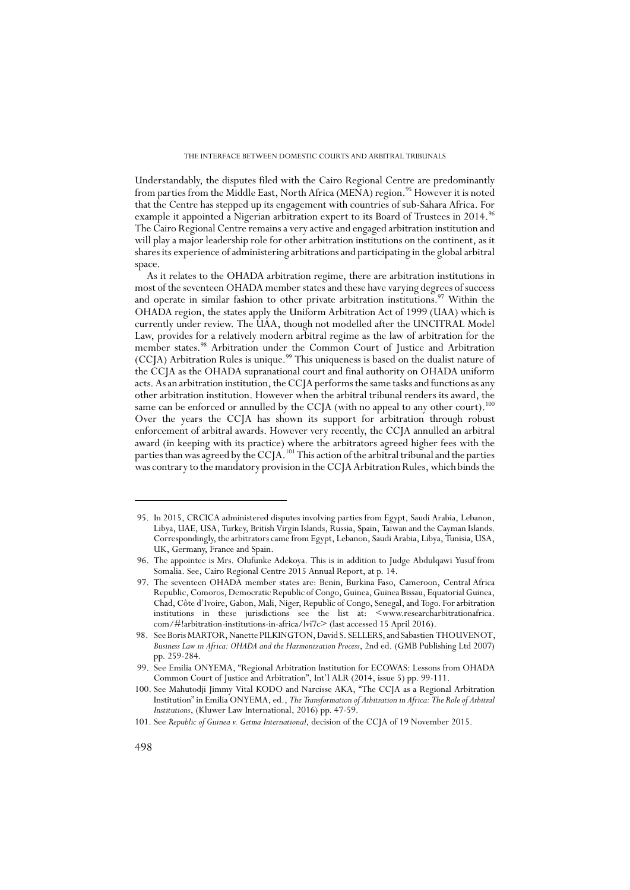Understandably, the disputes filed with the Cairo Regional Centre are predominantly from parties from the Middle East, North Africa (MENA) region.[95] However it is noted that the Centre has stepped up its engagement with countries of sub-Sahara Africa. For example it appointed a Nigerian arbitration expert to its Board of Trustees in 2014.[96] The Cairo Regional Centre remains a very active and engaged arbitration institution and will play a major leadership role for other arbitration institutions on the continent, as it shares its experience of administering arbitrations and participating in the global arbitral space.

As it relates to the OHADA arbitration regime, there are arbitration institutions in most of the seventeen OHADA member states and these have varying degrees of success and operate in similar fashion to other private arbitration institutions.[97] Within the OHADA region, the states apply the Uniform Arbitration Act of 1999 (UAA) which is currently under review. The UAA, though not modelled after the UNCITRAL Model Law, provides for a relatively modern arbitral regime as the law of arbitration for the member states.[98] Arbitration under the Common Court of Justice and Arbitration (CCJA) Arbitration Rules is unique.[99] This uniqueness is based on the dualist nature of the CCJA as the OHADA supranational court and final authority on OHADA uniform acts. As an arbitration institution, the CCJA performs the same tasks and functions as any other arbitration institution. However when the arbitral tribunal renders its award, the same can be enforced or annulled by the CCJA (with no appeal to any other court).[100] Over the years the CCJA has shown its support for arbitration through robust enforcement of arbitral awards. However very recently, the CCJA annulled an arbitral award (in keeping with its practice) where the arbitrators agreed higher fees with the parties than was agreed by the CCJA.[101] This action of the arbitral tribunal and the parties was contrary to the mandatory provision in the CCJA Arbitration Rules, which binds the

---

95. In 2015, CRCICA administered disputes involving parties from Egypt, Saudi Arabia, Lebanon, Libya, UAE, USA, Turkey, British Virgin Islands, Russia, Spain, Taiwan and the Cayman Islands. Correspondingly, the arbitrators came from Egypt, Lebanon, Saudi Arabia, Libya, Tunisia, USA, UK, Germany, France and Spain.

96. The appointee is Mrs. Olufunke Adekoya. This is in addition to Judge Abdulqawi Yusuf from Somalia. See, Cairo Regional Centre 2015 Annual Report, at p. 14.

97. The seventeen OHADA member states are: Benin, Burkina Faso, Cameroon, Central Africa Republic, Comoros, Democratic Republic of Congo, Guinea, Guinea Bissau, Equatorial Guinea, Chad, Côte d'Ivoire, Gabon, Mali, Niger, Republic of Congo, Senegal, and Togo. For arbitration institutions in these jurisdictions see the list at: <www.researcharbitrationafrica.com/#!arbitration-institutions-in-africa/lvi7c> (last accessed 15 April 2016).

98. See Boris MARTOR, Nanette PILKINGTON, David S. SELLERS, and Sabastien THOUVENOT, *Business Law in Africa: OHADA and the Harmonization Process*, 2nd ed. (GMB Publishing Ltd 2007) pp. 259-284.

99. See Emilia ONYEMA, "Regional Arbitration Institution for ECOWAS: Lessons from OHADA Common Court of Justice and Arbitration", Int'l ALR (2014, issue 5) pp. 99-111.

100. See Mahutodji Jimmy Vital KODO and Narcisse AKA, "The CCJA as a Regional Arbitration Institution" in Emilia ONYEMA, ed., *The Transformation of Arbitration in Africa: The Role of Arbitral Institutions*, (Kluwer Law International, 2016) pp. 47-59.

101. See *Republic of Guinea v. Getma International*, decision of the CCJA of 19 November 2015.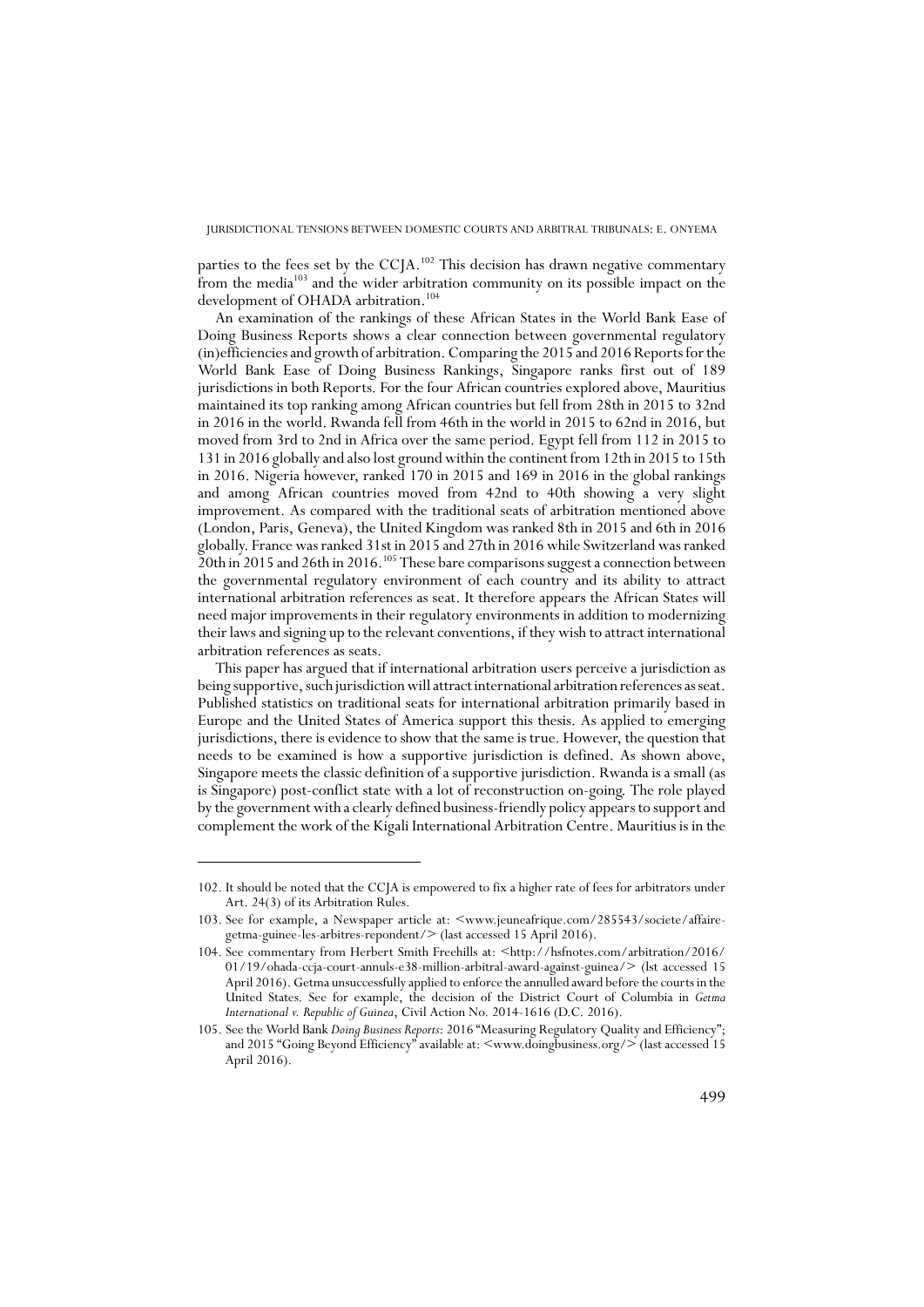parties to the fees set by the CCJA.[102] This decision has drawn negative commentary from the media[103] and the wider arbitration community on its possible impact on the development of OHADA arbitration.[104]

An examination of the rankings of these African States in the World Bank Ease of Doing Business Reports shows a clear connection between governmental regulatory (in)efficiencies and growth of arbitration. Comparing the 2015 and 2016 Reports for the World Bank Ease of Doing Business Rankings, Singapore ranks first out of 189 jurisdictions in both Reports. For the four African countries explored above, Mauritius maintained its top ranking among African countries but fell from 28th in 2015 to 32nd in 2016 in the world. Rwanda fell from 46th in the world in 2015 to 62nd in 2016, but moved from 3rd to 2nd in Africa over the same period. Egypt fell from 112 in 2015 to 131 in 2016 globally and also lost ground within the continent from 12th in 2015 to 15th in 2016. Nigeria however, ranked 170 in 2015 and 169 in 2016 in the global rankings and among African countries moved from 42nd to 40th showing a very slight improvement. As compared with the traditional seats of arbitration mentioned above (London, Paris, Geneva), the United Kingdom was ranked 8th in 2015 and 6th in 2016 globally. France was ranked 31st in 2015 and 27th in 2016 while Switzerland was ranked 20th in 2015 and 26th in 2016.[105] These bare comparisons suggest a connection between the governmental regulatory environment of each country and its ability to attract international arbitration references as seat. It therefore appears the African States will need major improvements in their regulatory environments in addition to modernizing their laws and signing up to the relevant conventions, if they wish to attract international arbitration references as seats.

This paper has argued that if international arbitration users perceive a jurisdiction as being supportive, such jurisdiction will attract international arbitration references as seat. Published statistics on traditional seats for international arbitration primarily based in Europe and the United States of America support this thesis. As applied to emerging jurisdictions, there is evidence to show that the same is true. However, the question that needs to be examined is how a supportive jurisdiction is defined. As shown above, Singapore meets the classic definition of a supportive jurisdiction. Rwanda is a small (as is Singapore) post-conflict state with a lot of reconstruction on-going. The role played by the government with a clearly defined business-friendly policy appears to support and complement the work of the Kigali International Arbitration Centre. Mauritius is in the

---

102. It should be noted that the CCJA is empowered to fix a higher rate of fees for arbitrators under Art. 24(3) of its Arbitration Rules.

103. See for example, a Newspaper article at: <www.jeuneafrique.com/285543/societe/affaire-getma-guinee-les-arbitres-repondent/> (last accessed 15 April 2016).

104. See commentary from Herbert Smith Freehills at: <http://hsfnotes.com/arbitration/2016/01/19/ohada-ccja-court-annuls-e38-million-arbitral-award-against-guinea/> (lst accessed 15 April 2016). Getma unsuccessfully applied to enforce the annulled award before the courts in the United States. See for example, the decision of the District Court of Columbia in *Getma International v. Republic of Guinea*, Civil Action No. 2014-1616 (D.C. 2016).

105. See the World Bank *Doing Business Reports*: 2016 "Measuring Regulatory Quality and Efficiency"; and 2015 "Going Beyond Efficiency" available at: <www.doingbusiness.org/> (last accessed 15 April 2016).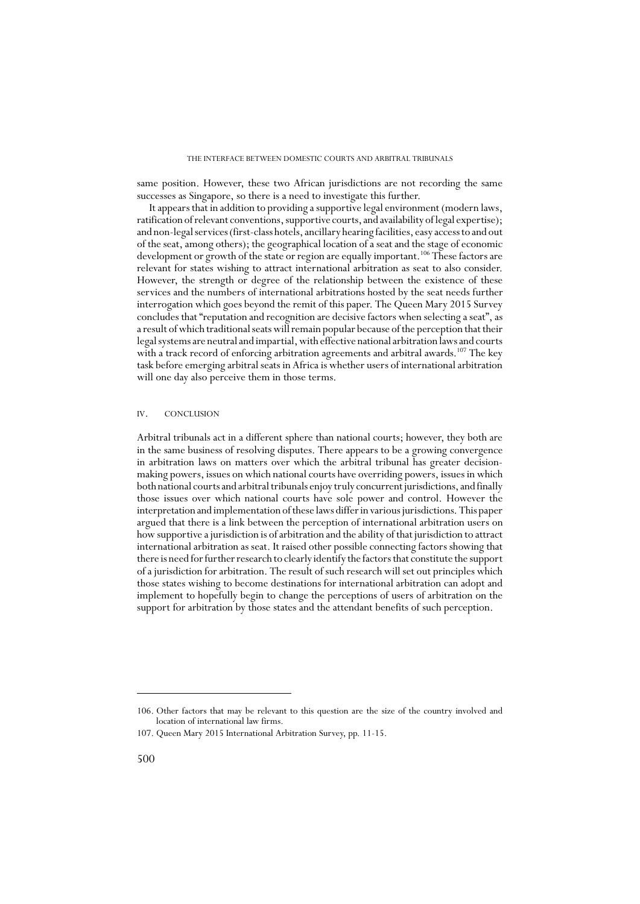same position. However, these two African jurisdictions are not recording the same successes as Singapore, so there is a need to investigate this further.

It appears that in addition to providing a supportive legal environment (modern laws, ratification of relevant conventions, supportive courts, and availability of legal expertise); and non-legal services (first-class hotels, ancillary hearing facilities, easy access to and out of the seat, among others); the geographical location of a seat and the stage of economic development or growth of the state or region are equally important.[106] These factors are relevant for states wishing to attract international arbitration as seat to also consider. However, the strength or degree of the relationship between the existence of these services and the numbers of international arbitrations hosted by the seat needs further interrogation which goes beyond the remit of this paper. The Queen Mary 2015 Survey concludes that "reputation and recognition are decisive factors when selecting a seat", as a result of which traditional seats will remain popular because of the perception that their legal systems are neutral and impartial, with effective national arbitration laws and courts with a track record of enforcing arbitration agreements and arbitral awards.[107] The key task before emerging arbitral seats in Africa is whether users of international arbitration will one day also perceive them in those terms.

## IV. CONCLUSION

Arbitral tribunals act in a different sphere than national courts; however, they both are in the same business of resolving disputes. There appears to be a growing convergence in arbitration laws on matters over which the arbitral tribunal has greater decision-making powers, issues on which national courts have overriding powers, issues in which both national courts and arbitral tribunals enjoy truly concurrent jurisdictions, and finally those issues over which national courts have sole power and control. However the interpretation and implementation of these laws differ in various jurisdictions. This paper argued that there is a link between the perception of international arbitration users on how supportive a jurisdiction is of arbitration and the ability of that jurisdiction to attract international arbitration as seat. It raised other possible connecting factors showing that there is need for further research to clearly identify the factors that constitute the support of a jurisdiction for arbitration. The result of such research will set out principles which those states wishing to become destinations for international arbitration can adopt and implement to hopefully begin to change the perceptions of users of arbitration on the support for arbitration by those states and the attendant benefits of such perception.

---

106. Other factors that may be relevant to this question are the size of the country involved and location of international law firms.

107. Queen Mary 2015 International Arbitration Survey, pp. 11-15.